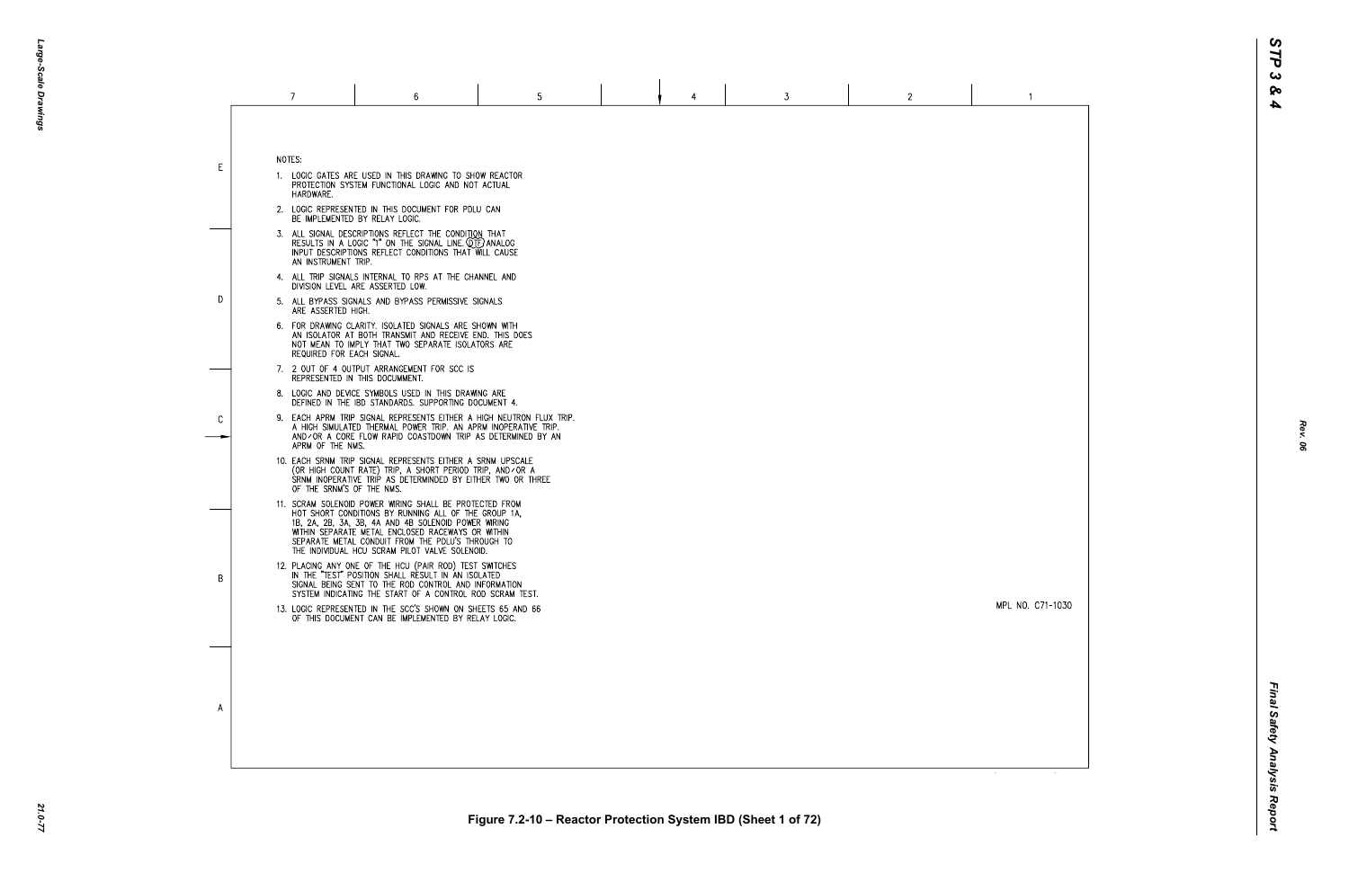NOTES:

1. LOGIC GATES ARE USED IN THIS DRAWING TO SHOW REACTOR PROTECTION SYSTEM FUNCTIONAL LOGIC AND NOT ACTUAL HARDWARE.
2. LOGIC REPRESENTED IN THIS DOCUMENT FOR PDLU CAN BE IMPLEMENTED BY RELAY LOGIC.
3. ALL SIGNAL DESCRIPTIONS REFLECT THE CONDITION THAT RESULTS IN A LOGIC "1" ON THE SIGNAL LINE. (DTF) ANALOG INPUT DESCRIPTIONS REFLECT CONDITIONS THAT WILL CAUSE AN INSTRUMENT TRIP.
4. ALL TRIP SIGNALS INTERNAL TO RPS AT THE CHANNEL AND DIVISION LEVEL ARE ASSERTED LOW.
5. ALL BYPASS SIGNALS AND BYPASS PERMISSIVE SIGNALS ARE ASSERTED HIGH.
6. FOR DRAWING CLARITY, ISOLATED SIGNALS ARE SHOWN WITH AN ISOLATOR AT BOTH TRANSMIT AND RECEIVE END. THIS DOES NOT MEAN TO IMPLY THAT TWO SEPARATE ISOLATORS ARE REQUIRED FOR EACH SIGNAL.
7. 2 OUT OF 4 OUTPUT ARRANGEMENT FOR SCC IS REPRESENTED IN THIS DOCUMMENT.
8. LOGIC AND DEVICE SYMBOLS USED IN THIS DRAWING ARE DEFINED IN THE IBD STANDARDS. SUPPORTING DOCUMENT 4.
9. EACH APRM TRIP SIGNAL REPRESENTS EITHER A HIGH NEUTRON FLUX TRIP, A HIGH SIMULATED THERMAL POWER TRIP, AN APRM INOPERATIVE TRIP, AND/OR A CORE FLOW RAPID COASTDOWN TRIP AS DETERMINED BY AN APRM OF THE NMS.
10. EACH SRNM TRIP SIGNAL REPRESENTS EITHER A SRNM UPSCALE (OR HIGH COUNT RATE) TRIP, A SHORT PERIOD TRIP, AND/OR A SRNM INOPERATIVE TRIP AS DETERMINDED BY EITHER TWO OR THREE OF THE SRNM'S OF THE NMS.
11. SCRAM SOLENOID POWER WIRING SHALL BE PROTECTED FROM HOT SHORT CONDITIONS BY RUNNING ALL OF THE GROUP 1A, 1B, 2A, 2B, 3A, 3B, 4A AND 4B SOLENOID POWER WIRING WITHIN SEPARATE METAL ENCLOSED RACEWAYS OR WITHIN SEPARATE METAL CONDUIT FROM THE PDLU'S THROUGH TO THE INDIVIDUAL HCU SCRAM PILOT VALVE SOLENOID.
12. PLACING ANY ONE OF THE HCU (PAIR ROD) TEST SWITCHES IN THE "TEST" POSITION SHALL RESULT IN AN ISOLATED SIGNAL BEING SENT TO THE ROD CONTROL AND INFORMATION SYSTEM INDICATING THE START OF A CONTROL ROD SCRAM TEST.
13. LOGIC REPRESENTED IN THE SCC'S SHOWN ON SHEETS 65 AND 66 OF THIS DOCUMENT CAN BE IMPLEMENTED BY RELAY LOGIC.

MPL NO. C71-1030

Figure 7.2-10 – Reactor Protection System IBD (Sheet 1 of 72)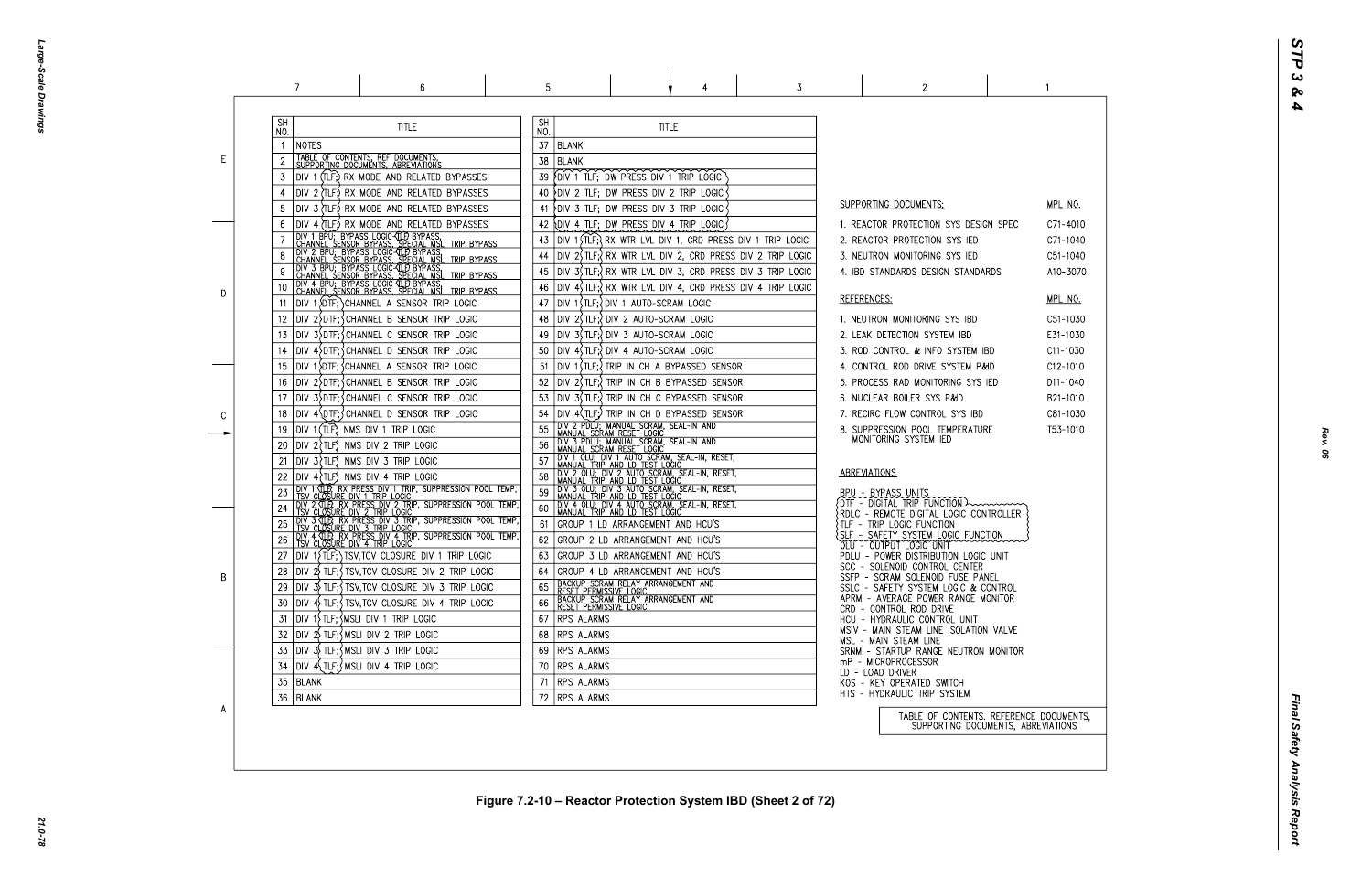| SH NO. | TITLE |
|---|---|
| 1 | NOTES |
| 2 | TABLE OF CONTENTS, REF DOCUMENTS, SUPPORTING DOCUMENTS, ABBREVIATIONS |
| 3 | DIV 1 (TLF) RX MODE AND RELATED BYPASSES |
| 4 | DIV 2 (TLF) RX MODE AND RELATED BYPASSES |
| 5 | DIV 3 (TLF) RX MODE AND RELATED BYPASSES |
| 6 | DIV 4 (TLF) RX MODE AND RELATED BYPASSES |
| 7 | DIV 1 BPU; BYPASS LOGIC (TLF) BYPASS, CHANNEL SENSOR BYPASS, SPECIAL MSLI TRIP BYPASS |
| 8 | DIV 2 BPU; BYPASS LOGIC (TLF) BYPASS, CHANNEL SENSOR BYPASS, SPECIAL MSLI TRIP BYPASS |
| 9 | DIV 3 BPU; BYPASS LOGIC (TLF) BYPASS, CHANNEL SENSOR BYPASS, SPECIAL MSLI TRIP BYPASS |
| 10 | DIV 4 BPU; BYPASS LOGIC (TLF) BYPASS, CHANNEL SENSOR BYPASS, SPECIAL MSLI TRIP BYPASS |
| 11 | DIV 1 DTF; CHANNEL A SENSOR TRIP LOGIC |
| 12 | DIV 2 DTF; CHANNEL B SENSOR TRIP LOGIC |
| 13 | DIV 3 DTF; CHANNEL C SENSOR TRIP LOGIC |
| 14 | DIV 4 DTF; CHANNEL D SENSOR TRIP LOGIC |
| 15 | DIV 1 DTF; CHANNEL A SENSOR TRIP LOGIC |
| 16 | DIV 2 DTF; CHANNEL B SENSOR TRIP LOGIC |
| 17 | DIV 3 DTF; CHANNEL C SENSOR TRIP LOGIC |
| 18 | DIV 4 DTF; CHANNEL D SENSOR TRIP LOGIC |
| 19 | DIV 1 (TLF) NMS DIV 1 TRIP LOGIC |
| 20 | DIV 2 (TLF) NMS DIV 2 TRIP LOGIC |
| 21 | DIV 3 (TLF) NMS DIV 3 TRIP LOGIC |
| 22 | DIV 4 (TLF) NMS DIV 4 TRIP LOGIC |
| 23 | DIV 1 (TLF) RX PRESS DIV 1 TRIP, SUPPRESSION POOL TEMP, TSV CLOSURE DIV 1 TRIP LOGIC |
| 24 | DIV 2 (TLF) RX PRESS DIV 2 TRIP, SUPPRESSION POOL TEMP, TSV CLOSURE DIV 2 TRIP LOGIC |
| 25 | DIV 3 (TLF) RX PRESS DIV 3 TRIP, SUPPRESSION POOL TEMP, TSV CLOSURE DIV 3 TRIP LOGIC |
| 26 | DIV 4 (TLF) RX PRESS DIV 4 TRIP, SUPPRESSION POOL TEMP, TSV CLOSURE DIV 4 TRIP LOGIC |
| 27 | DIV 1 TLF; TSV,TCV CLOSURE DIV 1 TRIP LOGIC |
| 28 | DIV 2 TLF; TSV,TCV CLOSURE DIV 2 TRIP LOGIC |
| 29 | DIV 3 TLF; TSV,TCV CLOSURE DIV 3 TRIP LOGIC |
| 30 | DIV 4 TLF; TSV,TCV CLOSURE DIV 4 TRIP LOGIC |
| 31 | DIV 1 TLF; MSLI DIV 1 TRIP LOGIC |
| 32 | DIV 2 TLF; MSLI DIV 2 TRIP LOGIC |
| 33 | DIV 3 TLF; MSLI DIV 3 TRIP LOGIC |
| 34 | DIV 4 TLF; MSLI DIV 4 TRIP LOGIC |
| 35 | BLANK |
| 36 | BLANK |

| SH NO. | TITLE |
|---|---|
| 37 | BLANK |
| 38 | BLANK |
| 39 | DIV 1 TLF; DW PRESS DIV 1 TRIP LOGIC |
| 40 | DIV 2 TLF; DW PRESS DIV 2 TRIP LOGIC |
| 41 | DIV 3 TLF; DW PRESS DIV 3 TRIP LOGIC |
| 42 | DIV 4 TLF; DW PRESS DIV 4 TRIP LOGIC |
| 43 | DIV 1 (TLF) RX WTR LVL DIV 1, CRD PRESS DIV 1 TRIP LOGIC |
| 44 | DIV 2 TLF; RX WTR LVL DIV 2, CRD PRESS DIV 2 TRIP LOGIC |
| 45 | DIV 3 TLF; RX WTR LVL DIV 3, CRD PRESS DIV 3 TRIP LOGIC |
| 46 | DIV 4 TLF; RX WTR LVL DIV 4, CRD PRESS DIV 4 TRIP LOGIC |
| 47 | DIV 1 TLF; DIV 1 AUTO-SCRAM LOGIC |
| 48 | DIV 2 TLF; DIV 2 AUTO-SCRAM LOGIC |
| 49 | DIV 3 TLF; DIV 3 AUTO-SCRAM LOGIC |
| 50 | DIV 4 TLF; DIV 4 AUTO-SCRAM LOGIC |
| 51 | DIV 1 TLF; TRIP IN CH A BYPASSED SENSOR |
| 52 | DIV 2 TLF; TRIP IN CH B BYPASSED SENSOR |
| 53 | DIV 3 TLF; TRIP IN CH C BYPASSED SENSOR |
| 54 | DIV 4 (TLF) TRIP IN CH D BYPASSED SENSOR |
| 55 | DIV 2 PDLU; MANUAL SCRAM, SEAL-IN AND MANUAL SCRAM RESET LOGIC |
| 56 | DIV 3 PDLU; MANUAL SCRAM, SEAL-IN AND MANUAL SCRAM RESET LOGIC |
| 57 | DIV 1 OLU; DIV 1 AUTO SCRAM, SEAL-IN, RESET, MANUAL TRIP AND LD TEST LOGIC |
| 58 | DIV 2 OLU; DIV 2 AUTO SCRAM, SEAL-IN, RESET, MANUAL TRIP AND LD TEST LOGIC |
| 59 | DIV 3 OLU; DIV 3 AUTO SCRAM, SEAL-IN, RESET, MANUAL TRIP AND LD TEST LOGIC |
| 60 | DIV 4 OLU; DIV 4 AUTO SCRAM, SEAL-IN, RESET, MANUAL TRIP AND LD TEST LOGIC |
| 61 | GROUP 1 LD ARRANGEMENT AND HCU'S |
| 62 | GROUP 2 LD ARRANGEMENT AND HCU'S |
| 63 | GROUP 3 LD ARRANGEMENT AND HCU'S |
| 64 | GROUP 4 LD ARRANGEMENT AND HCU'S |
| 65 | BACKUP SCRAM RELAY ARRANGEMENT AND RESET PERMISSIVE LOGIC |
| 66 | BACKUP SCRAM RELAY ARRANGEMENT AND RESET PERMISSIVE LOGIC |
| 67 | RPS ALARMS |
| 68 | RPS ALARMS |
| 69 | RPS ALARMS |
| 70 | RPS ALARMS |
| 71 | RPS ALARMS |
| 72 | RPS ALARMS |

| SUPPORTING DOCUMENTS: | MPL NO. |
|---|---|
| 1. REACTOR PROTECTION SYS DESIGN SPEC | C71-4010 |
| 2. REACTOR PROTECTION SYS IED | C71-1040 |
| 3. NEUTRON MONITORING SYS IED | C51-1040 |
| 4. IBD STANDARDS DESIGN STANDARDS | A10-3070 |

| REFERENCES: | MPL NO. |
|---|---|
| 1. NEUTRON MONITORING SYS IBD | C51-1030 |
| 2. LEAK DETECTION SYSTEM IBD | E31-1030 |
| 3. ROD CONTROL & INFO SYSTEM IBD | C11-1030 |
| 4. CONTROL ROD DRIVE SYSTEM P&ID | C12-1010 |
| 5. PROCESS RAD MONITORING SYS IED | D11-1040 |
| 6. NUCLEAR BOILER SYS P&ID | B21-1010 |
| 7. RECIRC FLOW CONTROL SYS IBD | C81-1030 |
| 8. SUPPRESSION POOL TEMPERATURE MONITORING SYSTEM IED | T53-1010 |

ABBREVIATIONS

BPU - BYPASS UNITS
DTF - DIGITAL TRIP FUNCTION
RDLC - REMOTE DIGITAL LOGIC CONTROLLER
TLF - TRIP LOGIC FUNCTION
SLF - SAFETY SYSTEM LOGIC FUNCTION
OLU - OUTPUT LOGIC UNIT
PDLU - POWER DISTRIBUTION LOGIC UNIT
SCC - SOLENOID CONTROL CENTER
SSFP - SCRAM SOLENOID FUSE PANEL
SSLC - SAFETY SYSTEM LOGIC & CONTROL
APRM - AVERAGE POWER RANGE MONITOR
CRD - CONTROL ROD DRIVE
HCU - HYDRAULIC CONTROL UNIT
MSIV - MAIN STEAM LINE ISOLATION VALVE
MSL - MAIN STEAM LINE
SRNM - STARTUP RANGE NEUTRON MONITOR
mP - MICROPROCESSOR
LD - LOAD DRIVER
KOS - KEY OPERATED SWITCH
HTS - HYDRAULIC TRIP SYSTEM

TABLE OF CONTENTS, REFERENCE DOCUMENTS, SUPPORTING DOCUMENTS, ABBREVIATIONS

Figure 7.2-10 – Reactor Protection System IBD (Sheet 2 of 72)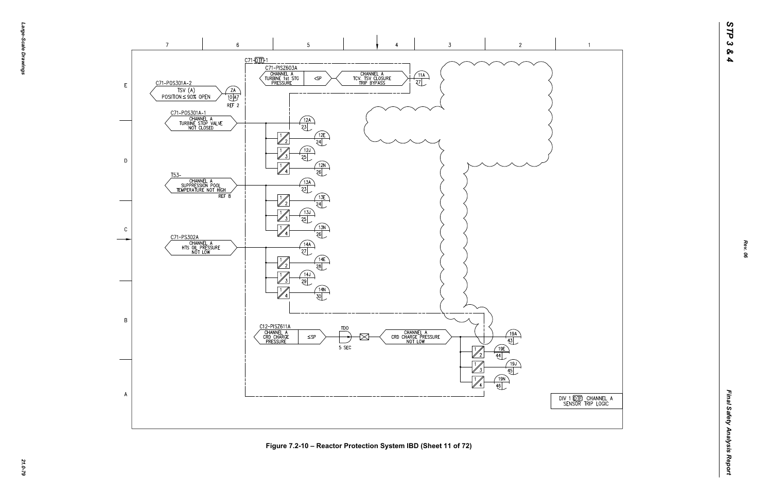C71-DTF-1

C71-PISZ603A
CHANNEL A TURBINE 1st STG PRESSURE <SP

CHANNEL A TCV, TSV CLOSURE TRIP BYPASS

11A 27

C71-POS301A-2
TSV (A) POSITION ≤ 90% OPEN

ZA 10 A7 REF 2

C71-POS301A-1
CHANNEL A TURBINE STOP VALVE NOT CLOSED

12A 23
12E 24
12J 25
12N 26

T53-
CHANNEL A SUPPRESSION POOL TEMPERATURE NOT HIGH
REF 8

13A 23
13E 24
13J 25
13N 26

C71-PS302A
CHANNEL A HTS OIL PRESSURE NOT LOW

14A 27
14E 28
14J 29
14N 30

C12-PISZ611A
CHANNEL A CRD CHARGE PRESSURE ≤SP

TDO 5 SEC

CHANNEL A CRD CHARGE PRESSURE NOT LOW

19A 43
19E 44
19J 45
19N 46

DIV 1 DTF CHANNEL A SENSOR TRIP LOGIC

Figure 7.2-10 – Reactor Protection System IBD (Sheet 11 of 72)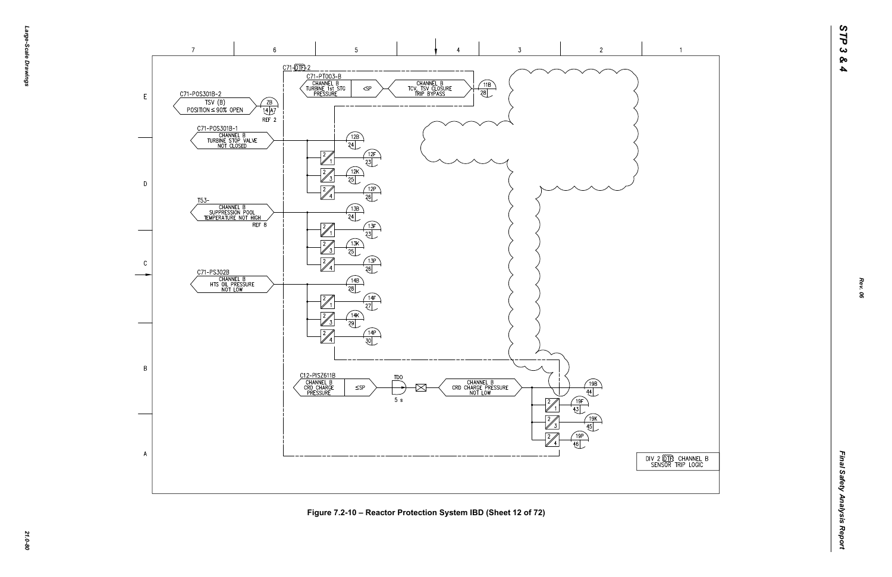C71-DTF-2

C71-PT003-B
CHANNEL B
TURBINE 1st STG
PRESSURE

<SP

CHANNEL B
TCV, TSV CLOSURE
TRIP BYPASS

11B
28

C71-POS301B-2
TSV (B)
POSITION ≤ 90% OPEN

ZB
14 A7
REF 2

C71-POS301B-1
CHANNEL B
TURBINE STOP VALVE
NOT CLOSED

12B 24
12F 23
12K 25
12P 26

T53-
CHANNEL B
SUPPRESSION POOL
TEMPERATURE NOT HIGH
REF 8

13B 24
13F 23
13K 25
13P 26

C71-PS302B
CHANNEL B
HTS OIL PRESSURE
NOT LOW

14B 28
14F 27
14K 29
14P 30

C12-PISZ611B
CHANNEL B
CRD CHARGE
PRESSURE

≤SP

TDO
5 s

CHANNEL B
CRD CHARGE PRESSURE
NOT LOW

19B 44
19F 43
19K 45
19P 46

DIV 2 DTF CHANNEL B
SENSOR TRIP LOGIC

Figure 7.2-10 – Reactor Protection System IBD (Sheet 12 of 72)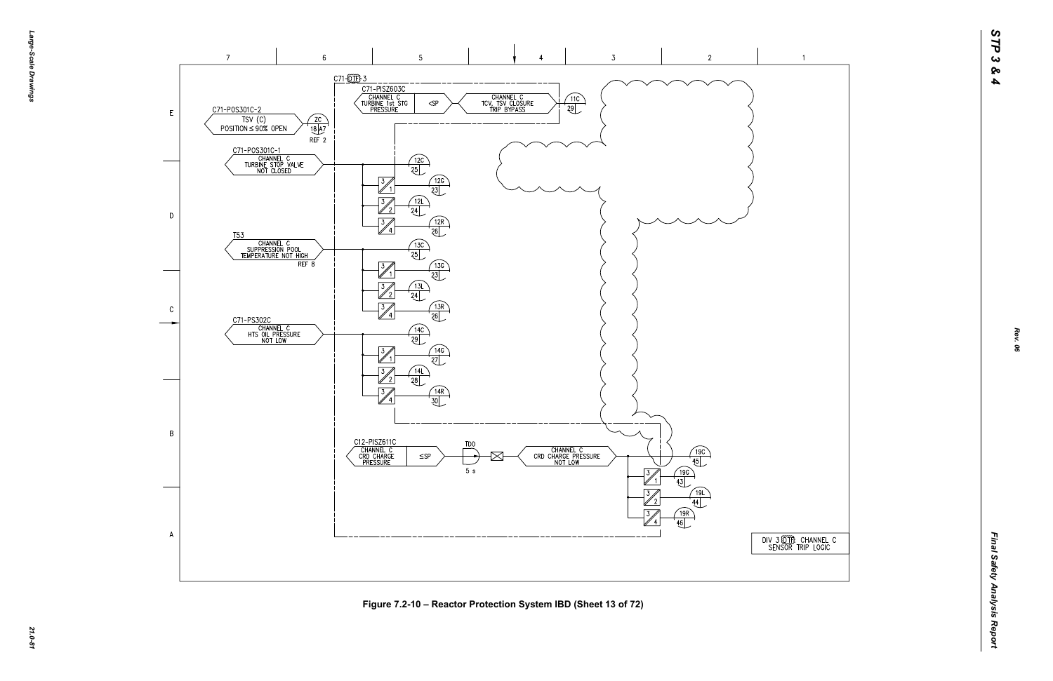C71-DTF-3

C71-PISZ603C
CHANNEL C
TURBINE 1st STG
PRESSURE

<SP

CHANNEL C
TCV, TSV CLOSURE
TRIP BYPASS

11C
29

C71-POS301C-2
TSV (C)
POSITION ≤ 90% OPEN

ZC
18 A7
REF 2

C71-POS301C-1
CHANNEL C
TURBINE STOP VALVE
NOT CLOSED

12C 25
12G 23
12L 24
12R 26

T53
CHANNEL C
SUPPRESSION POOL
TEMPERATURE NOT HIGH
REF 8

13C 25
13G 23
13L 24
13R 26

C71-PS302C
CHANNEL C
HTS OIL PRESSURE
NOT LOW

14C 29
14G 27
14L 28
14R 30

C12-PISZ611C
CHANNEL C
CRD CHARGE
PRESSURE

≤SP

TDO
5 s

CHANNEL C
CRD CHARGE PRESSURE
NOT LOW

19C 45
19G 43
19L 44
19R 46

DIV 3 DTF CHANNEL C
SENSOR TRIP LOGIC

Figure 7.2-10 – Reactor Protection System IBD (Sheet 13 of 72)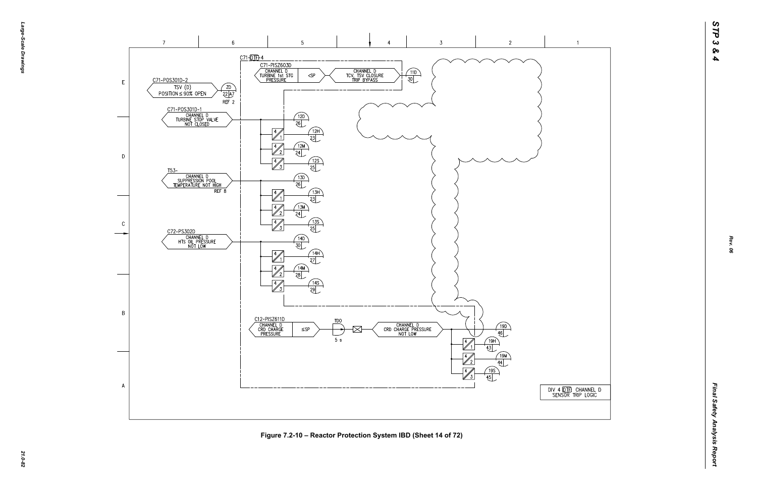C71-DTF-4

C71-PISZ603D
CHANNEL D
TURBINE 1st STG
PRESSURE
<SP

CHANNEL D
TCV, TSV CLOSURE
TRIP BYPASS

11D
30

C71-POS301D-2
TSV (D)
POSITION ≤ 90% OPEN

ZD
22 A7
REF 2

C71-POS301D-1
CHANNEL D
TURBINE STOP VALVE
NOT CLOSED

12D
26
4 / 1 — 12H 23
4 / 2 — 12M 24
4 / 3 — 12S 25

T53-
CHANNEL D
SUPPRESSION POOL
TEMPERATURE NOT HIGH
REF 8

13D
26
4 / 1 — 13H 23
4 / 2 — 13M 24
4 / 3 — 13S 25

C72-PS302D
CHANNEL D
HTS OIL PRESSURE
NOT LOW

14D
30
4 / 1 — 14H 27
4 / 2 — 14M 28
4 / 3 — 14S 29

C12-PISZ611D
CHANNEL D
CRD CHARGE
PRESSURE
≤SP

TDO
5 s

CHANNEL D
CRD CHARGE PRESSURE
NOT LOW

19D
46
4 / 1 — 19H 43
4 / 2 — 19M 44
4 / 3 — 19S 45

DIV 4 DTF CHANNEL D
SENSOR TRIP LOGIC

Figure 7.2-10 – Reactor Protection System IBD (Sheet 14 of 72)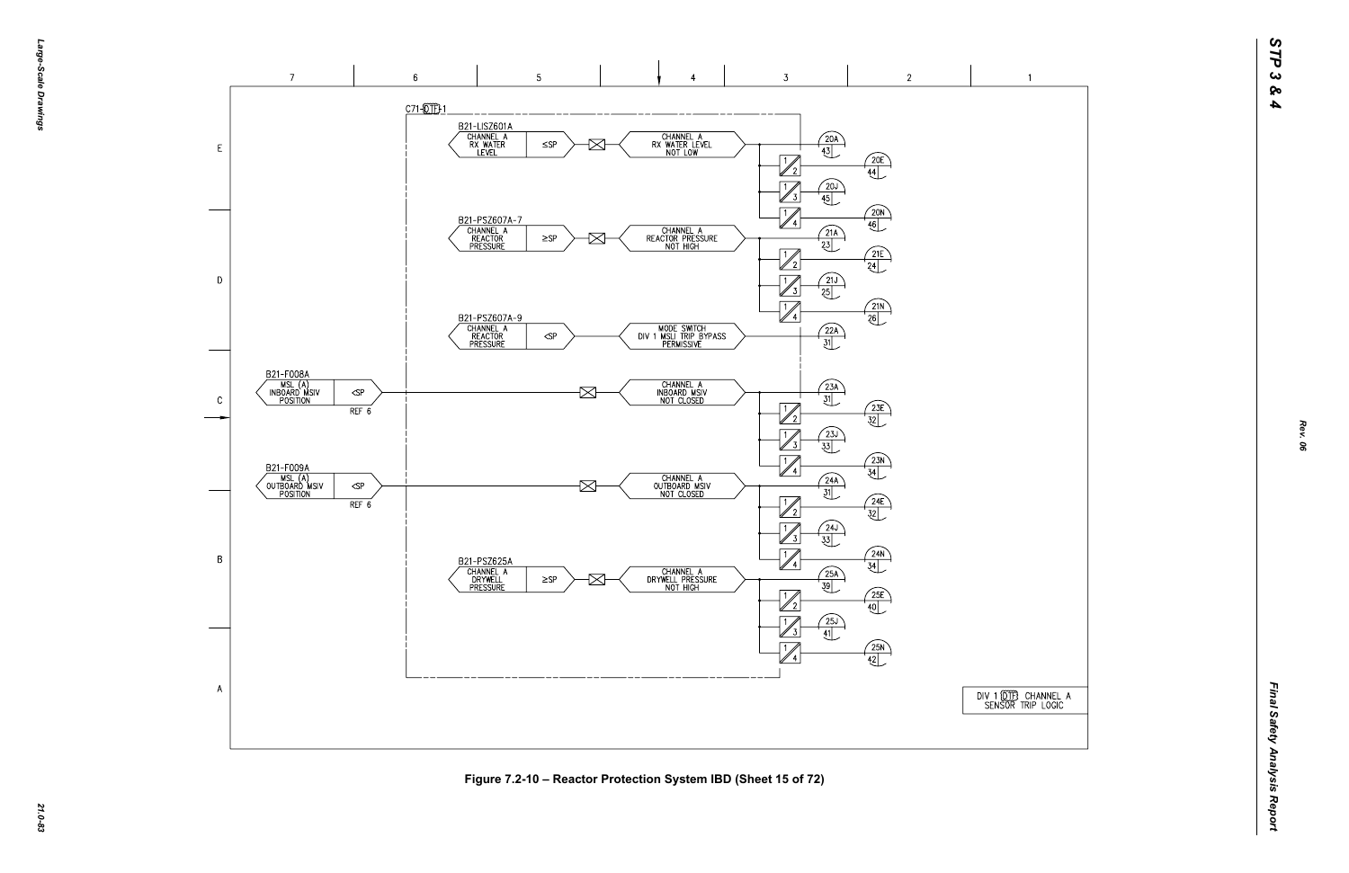C71-DTF-1

B21-LISZ601A
CHANNEL A RX WATER LEVEL ≤SP → CHANNEL A RX WATER LEVEL NOT LOW → 20A 43, 20E 44, 20J 45, 20N 46

B21-PSZ607A-7
CHANNEL A REACTOR PRESSURE ≥SP → CHANNEL A REACTOR PRESSURE NOT HIGH → 21A 23, 21E 24, 21J 25, 21N 26

B21-PSZ607A-9
CHANNEL A REACTOR PRESSURE <SP → MODE SWITCH DIV 1 MSLI TRIP BYPASS PERMISSIVE → 22A 31

B21-F008A
MSL (A) INBOARD MSIV POSITION <SP REF 6 → CHANNEL A INBOARD MSIV NOT CLOSED → 23A 31, 23E 32, 23J 33, 23N 34

B21-F009A
MSL (A) OUTBOARD MSIV POSITION <SP REF 6 → CHANNEL A OUTBOARD MSIV NOT CLOSED → 24A 31, 24E 32, 24J 33, 24N 34

B21-PSZ625A
CHANNEL A DRYWELL PRESSURE ≥SP → CHANNEL A DRYWELL PRESSURE NOT HIGH → 25A 39, 25E 40, 25J 41, 25N 42

DIV 1 DTF CHANNEL A SENSOR TRIP LOGIC

Figure 7.2-10 – Reactor Protection System IBD (Sheet 15 of 72)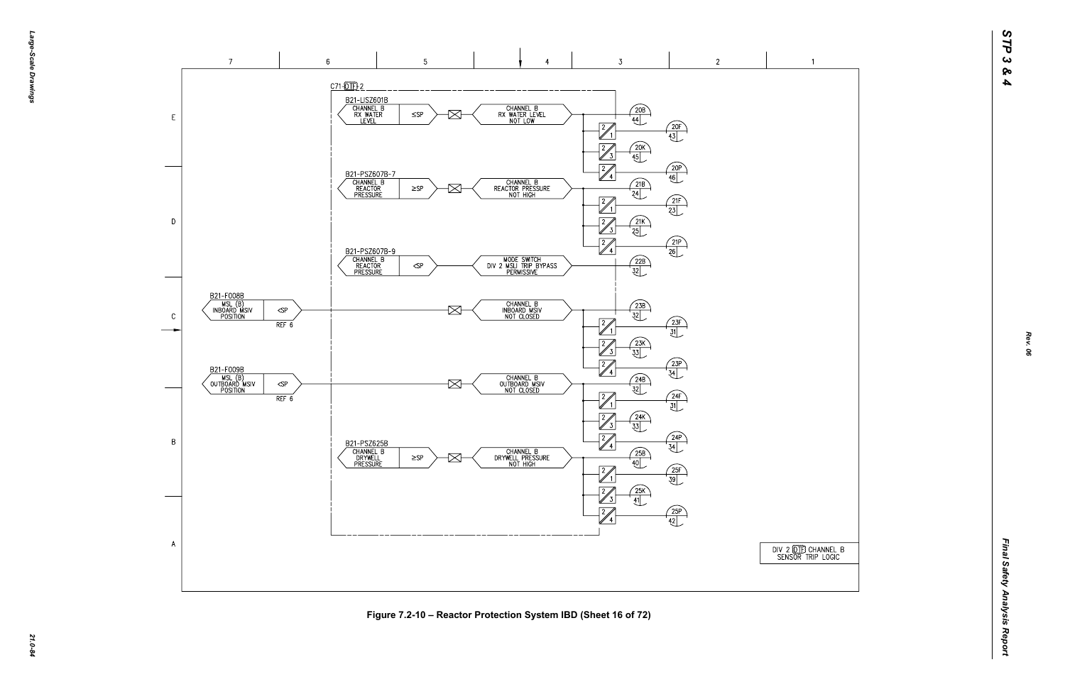C71-DTF-2

B21-LISZ601B
CHANNEL B RX WATER LEVEL ≤SP → CHANNEL B RX WATER LEVEL NOT LOW → 20B 44; 2/1 → 20F 43; 2/3 → 20K 45; 2/4 → 20P 46

B21-PSZ607B-7
CHANNEL B REACTOR PRESSURE ≥SP → CHANNEL B REACTOR PRESSURE NOT HIGH → 21B 24; 2/1 → 21F 23; 2/3 → 21K 25; 2/4 → 21P 26

B21-PSZ607B-9
CHANNEL B REACTOR PRESSURE <SP → MODE SWITCH DIV 2 MSLI TRIP BYPASS PERMISSIVE → 22B 32

B21-F008B
MSL (B) INBOARD MSIV POSITION <SP REF 6 → CHANNEL B INBOARD MSIV NOT CLOSED → 23B 32; 2/1 → 23F 31; 2/3 → 23K 33; 2/4 → 23P 34

B21-F009B
MSL (B) OUTBOARD MSIV POSITION <SP REF 6 → CHANNEL B OUTBOARD MSIV NOT CLOSED → 24B 32; 2/1 → 24F 31; 2/3 → 24K 33; 2/4 → 24P 34

B21-PSZ625B
CHANNEL B DRYWELL PRESSURE ≥SP → CHANNEL B DRYWELL PRESSURE NOT HIGH → 25B 40; 2/1 → 25F 39; 2/3 → 25K 41; 2/4 → 25P 42

DIV 2 DTF CHANNEL B SENSOR TRIP LOGIC

Figure 7.2-10 – Reactor Protection System IBD (Sheet 16 of 72)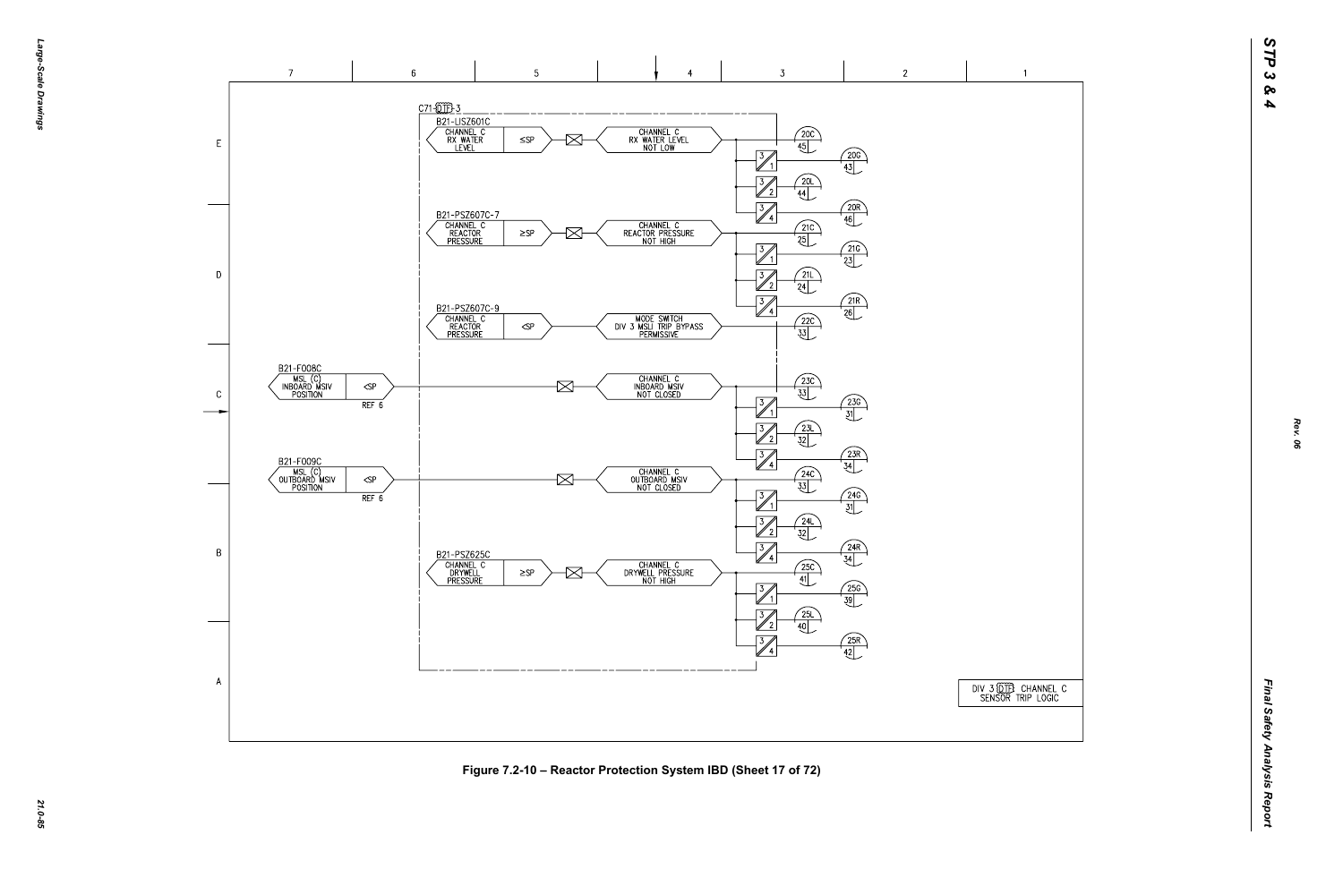C71-DTF-3

B21-LISZ601C
CHANNEL C RX WATER LEVEL — ≤SP — CHANNEL C RX WATER LEVEL NOT LOW — 20C 45; 3/1 20G 43; 3/2 20L 44; 3/4 20R 46

B21-PSZ607C-7
CHANNEL C REACTOR PRESSURE — ≥SP — CHANNEL C REACTOR PRESSURE NOT HIGH — 21C 25; 3/1 21G 23; 3/2 21L 24; 3/4 21R 26

B21-PSZ607C-9
CHANNEL C REACTOR PRESSURE — <SP — MODE SWITCH DIV 3 MSLI TRIP BYPASS PERMISSIVE — 22C 33

B21-F008C
MSL (C) INBOARD MSIV POSITION — <SP — REF 6 — CHANNEL C INBOARD MSIV NOT CLOSED — 23C 33; 3/1 23G 31; 3/2 23L 32; 3/4 23R 34

B21-F009C
MSL (C) OUTBOARD MSIV POSITION — <SP — REF 6 — CHANNEL C OUTBOARD MSIV NOT CLOSED — 24C 33; 3/1 24G 31; 3/2 24L 32; 3/4 24R 34

B21-PSZ625C
CHANNEL C DRYWELL PRESSURE — ≥SP — CHANNEL C DRYWELL PRESSURE NOT HIGH — 25C 41; 3/1 25G 39; 3/2 25L 40; 3/4 25R 42

DIV 3 DTF CHANNEL C SENSOR TRIP LOGIC

Figure 7.2-10 – Reactor Protection System IBD (Sheet 17 of 72)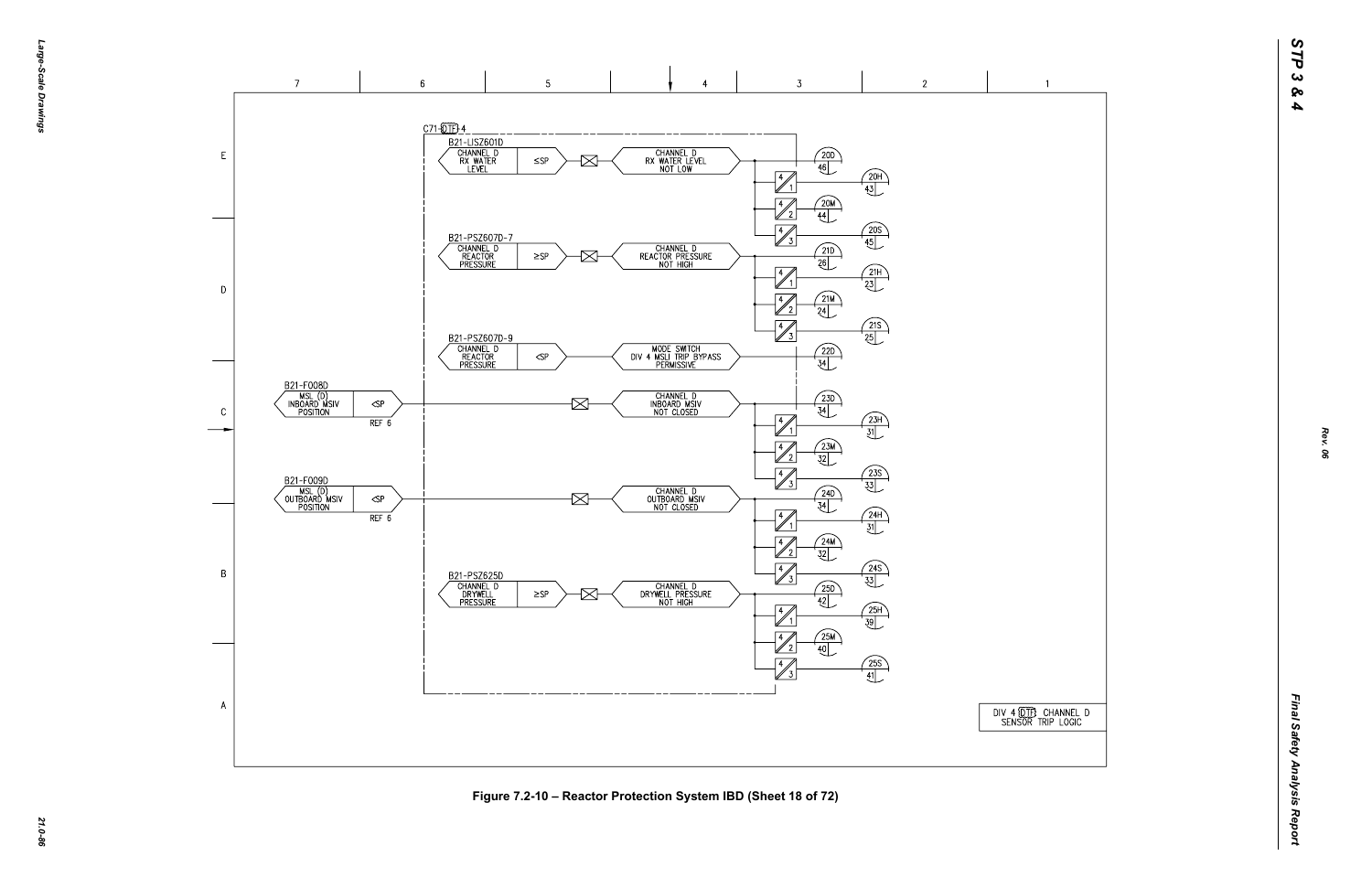C71-DTF-4

B21-LISZ601D
CHANNEL D RX WATER LEVEL ≤SP → CHANNEL D RX WATER LEVEL NOT LOW → 20D 46; 4/1 20H 43; 4/2 20M 44; 4/3 20S 45

B21-PSZ607D-7
CHANNEL D REACTOR PRESSURE ≥SP → CHANNEL D REACTOR PRESSURE NOT HIGH → 21D 26; 4/1 21H 23; 4/2 21M 24; 4/3 21S 25

B21-PSZ607D-9
CHANNEL D REACTOR PRESSURE <SP → MODE SWITCH DIV 4 MSLI TRIP BYPASS PERMISSIVE → 22D 34

B21-F008D
MSL (D) INBOARD MSIV POSITION <SP REF 6 → CHANNEL D INBOARD MSIV NOT CLOSED → 23D 34; 4/1 23H 31; 4/2 23M 32; 4/3 23S 33

B21-F009D
MSL (D) OUTBOARD MSIV POSITION <SP REF 6 → CHANNEL D OUTBOARD MSIV NOT CLOSED → 24D 34; 4/1 24H 31; 4/2 24M 32; 4/3 24S 33

B21-PSZ625D
CHANNEL D DRYWELL PRESSURE ≥SP → CHANNEL D DRYWELL PRESSURE NOT HIGH → 25D 42; 4/1 25H 39; 4/2 25M 40; 4/3 25S 41

DIV 4 DTF CHANNEL D SENSOR TRIP LOGIC

Figure 7.2-10 – Reactor Protection System IBD (Sheet 18 of 72)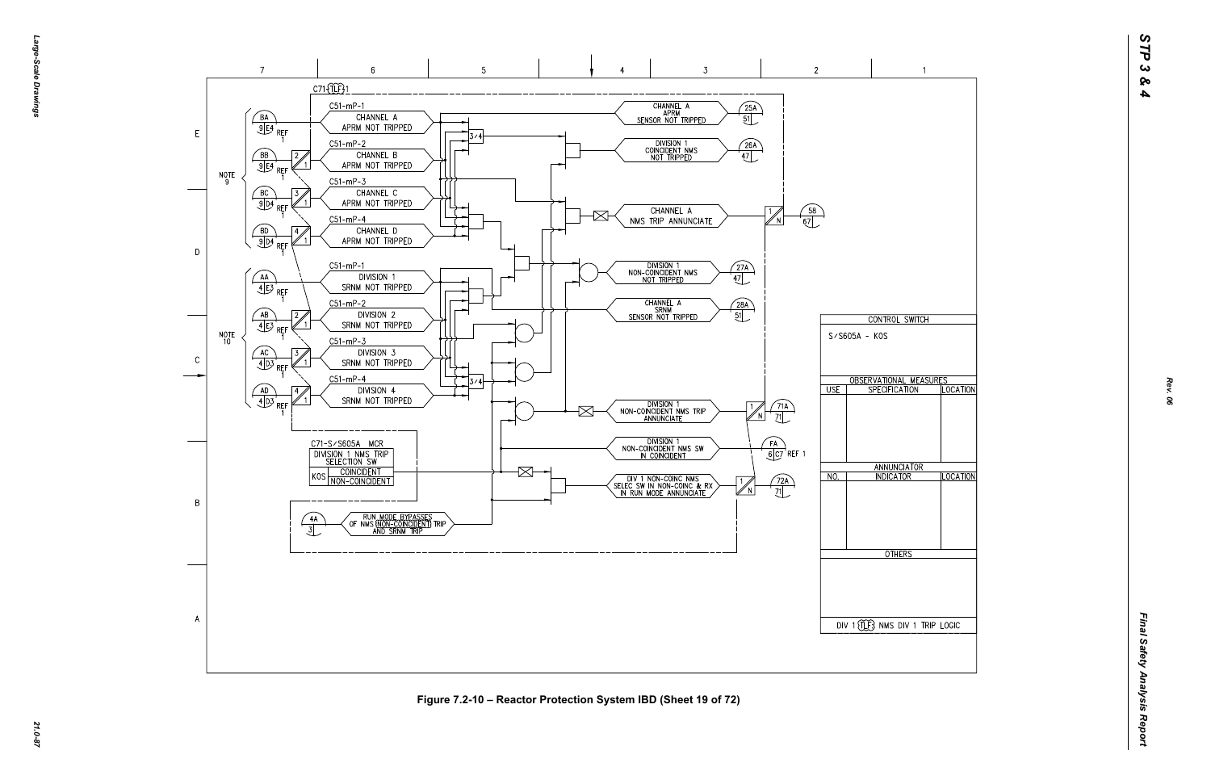C71-TLF-1

C51-mP-1

| BA 9 E4 REF 1 | CHANNEL A APRM NOT TRIPPED |
|---|---|

C51-mP-2

| BB 9 E4 REF 1 | CHANNEL B APRM NOT TRIPPED |
|---|---|

C51-mP-3

| BC 9 D4 REF 1 | CHANNEL C APRM NOT TRIPPED |
|---|---|

C51-mP-4

| BD 9 D4 REF 1 | CHANNEL D APRM NOT TRIPPED |
|---|---|

NOTE 9

C51-mP-1

| AA 4 E3 REF 1 | DIVISION 1 SRNM NOT TRIPPED |
|---|---|

C51-mP-2

| AB 4 E3 REF 1 | DIVISION 2 SRNM NOT TRIPPED |
|---|---|

C51-mP-3

| AC 4 D3 REF 1 | DIVISION 3 SRNM NOT TRIPPED |
|---|---|

C51-mP-4

| AD 4 D3 REF 1 | DIVISION 4 SRNM NOT TRIPPED |
|---|---|

NOTE 10

3/4

3/4

CHANNEL A APRM SENSOR NOT TRIPPED — 25A 51

DIVISION 1 COINCIDENT NMS NOT TRIPPED — 26A 47

CHANNEL A NMS TRIP ANNUNCIATE — 1/N — 58 67

DIVISION 1 NON-COINCIDENT NMS NOT TRIPPED — 27A 47

CHANNEL A SRNM SENSOR NOT TRIPPED — 28A 51

DIVISION 1 NON-COINCIDENT NMS TRIP ANNUNCIATE — 1/N — 71A 71

DIVISION 1 NON-COINCIDENT NMS SW IN COINCIDENT — FA 6 C7 REF 1

DIV 1 NON-COINC NMS SELEC SW IN NON-COINC & RX IN RUN MODE ANNUNCIATE — 1/N — 72A 71

C71-S/S605A MCR

| DIVISION 1 NMS TRIP SELECTION SW | |
|---|---|
| KOS | COINCIDENT |
| | NON-COINCIDENT |

4A 3 — RUN MODE BYPASSES OF NMS (NON-COINCIDENT) TRIP AND SRNM TRIP

| CONTROL SWITCH | | |
|---|---|---|
| S/S605A - KOS | | |
| OBSERVATIONAL MEASURES | | |
| USE | SPECIFICATION | LOCATION |
| | | |
| ANNUNCIATOR | | |
| NO. | INDICATOR | LOCATION |
| | | |
| OTHERS | | |
| DIV 1 TLF NMS DIV 1 TRIP LOGIC | | |

Figure 7.2-10 – Reactor Protection System IBD (Sheet 19 of 72)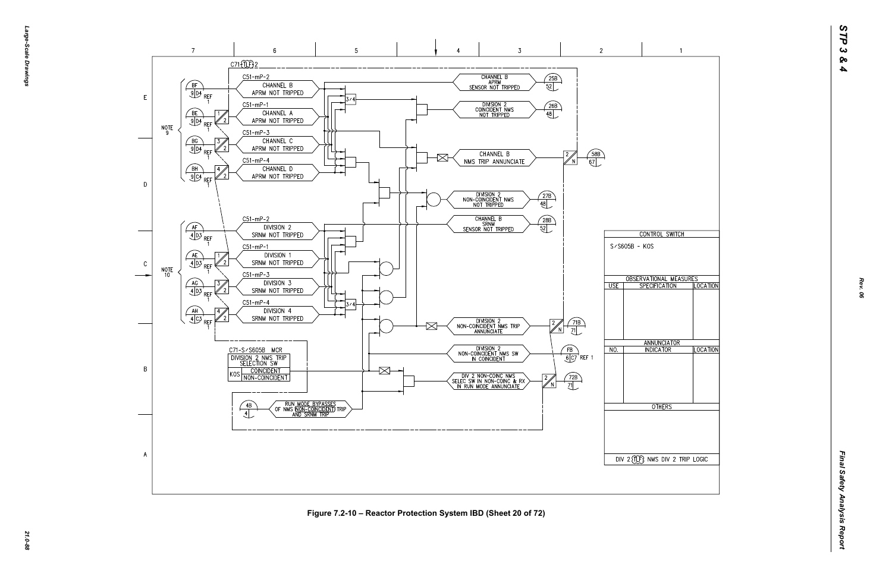C71-TLF-2

C51-mP-2 — CHANNEL B APRM NOT TRIPPED (BF, 9 D4, REF 1)

C51-mP-1 — CHANNEL A APRM NOT TRIPPED (BE, 9 D4, REF 1)

C51-mP-3 — CHANNEL C APRM NOT TRIPPED (BG, 9 D4, REF 1)

C51-mP-4 — CHANNEL D APRM NOT TRIPPED (BH, 9 C4, REF 1)

NOTE 9

CHANNEL B APRM SENSOR NOT TRIPPED (25B, 52)

DIVISION 2 COINCIDENT NMS NOT TRIPPED (26B, 48)

CHANNEL B NMS TRIP ANNUNCIATE (58B, 67)

DIVISION 2 NON-COINCIDENT NMS NOT TRIPPED (27B, 48)

C51-mP-2 — DIVISION 2 SRNM NOT TRIPPED (AF, 4 D3, REF 1)

C51-mP-1 — DIVISION 1 SRNM NOT TRIPPED (AE, 4 D3, REF 1)

C51-mP-3 — DIVISION 3 SRNM NOT TRIPPED (AG, 4 D3, REF 1)

C51-mP-4 — DIVISION 4 SRNM NOT TRIPPED (AH, 4 C3, REF 1)

NOTE 10

CHANNEL B SRNM SENSOR NOT TRIPPED (28B, 52)

DIVISION 2 NON-COINCIDENT NMS TRIP ANNUNCIATE (71B, 71)

DIVISION 2 NON-COINCIDENT NMS SW IN COINCIDENT (FB, 6 C7, REF 1)

DIV 2 NON-COINC NMS SELEC SW IN NON-COINC & RX IN RUN MODE ANNUNCIATE (72B, 71)

C71-S/S605B MCR — DIVISION 2 NMS TRIP SELECTION SW — KOS: COINCIDENT / NON-COINCIDENT

RUN MODE BYPASSES OF NMS NON-COINCIDENT TRIP AND SRNM TRIP (4B, 4)

| CONTROL SWITCH | | |
|---|---|---|
| S/S605B - KOS | | |
| OBSERVATIONAL MEASURES | | |
| USE | SPECIFICATION | LOCATION |
| | | |
| ANNUNCIATOR | | |
| NO. | INDICATOR | LOCATION |
| | | |
| OTHERS | | |
| DIV 2 TLF NMS DIV 2 TRIP LOGIC | | |

Figure 7.2-10 – Reactor Protection System IBD (Sheet 20 of 72)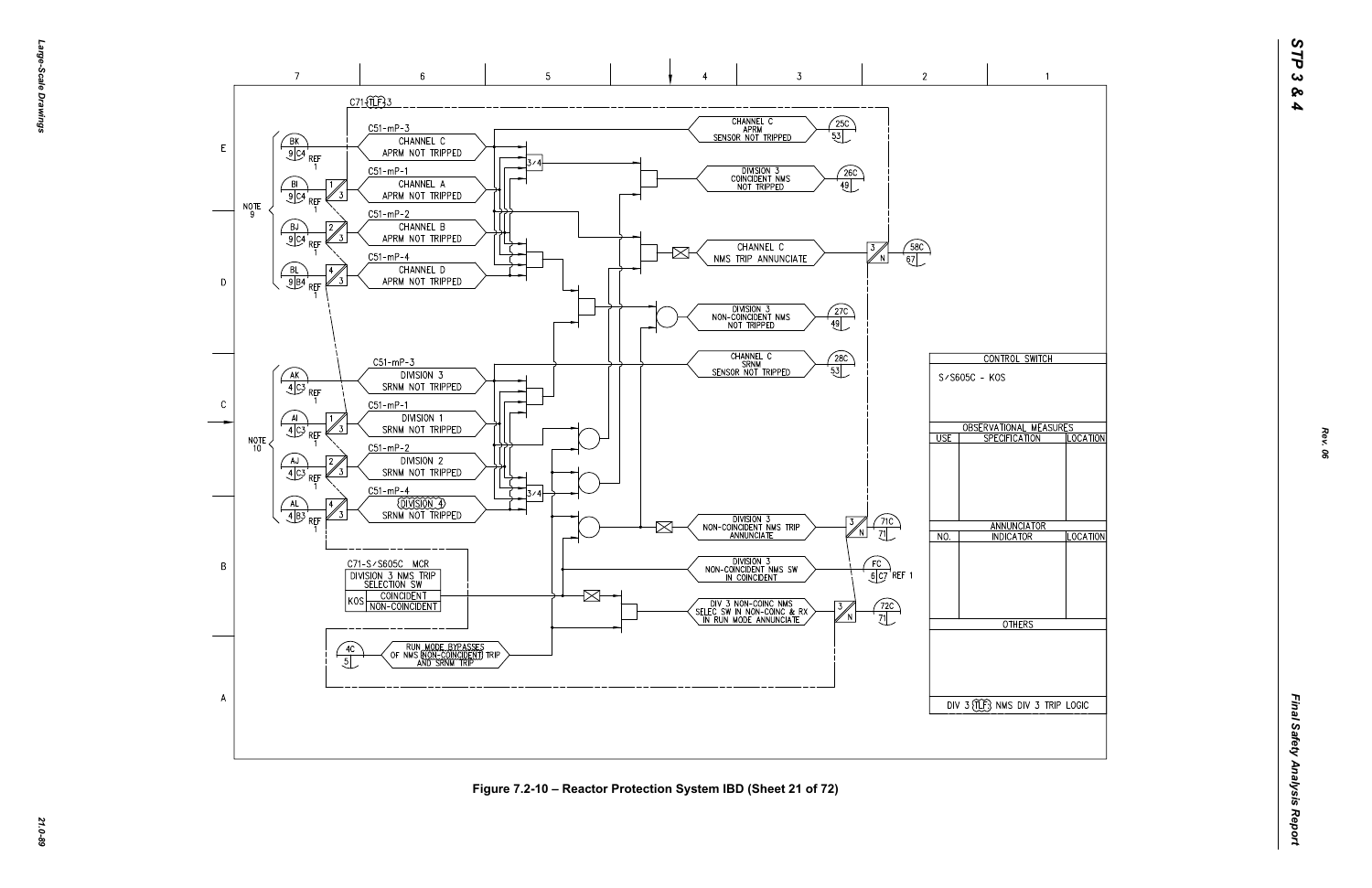C71-(TLF)3

C51-mP-3

BK 9 C4 REF 1 — CHANNEL C APRM NOT TRIPPED

C51-mP-1

BI 9 C4 REF 1 — 1/3 — CHANNEL A APRM NOT TRIPPED

C51-mP-2

BJ 9 C4 REF 1 — 2/3 — CHANNEL B APRM NOT TRIPPED

C51-mP-4

BL 9 B4 REF 1 — 4/3 — CHANNEL D APRM NOT TRIPPED

NOTE 9

3/4

CHANNEL C APRM SENSOR NOT TRIPPED — 25C 53

DIVISION 3 COINCIDENT NMS NOT TRIPPED — 26C 49

CHANNEL C NMS TRIP ANNUNCIATE — 3/N — 58C 67

DIVISION 3 NON-COINCIDENT NMS NOT TRIPPED — 27C 49

CHANNEL C SRNM SENSOR NOT TRIPPED — 28C 53

C51-mP-3

AK 4 C3 REF 1 — DIVISION 3 SRNM NOT TRIPPED

C51-mP-1

AI 4 C3 REF 1 — 1/3 — DIVISION 1 SRNM NOT TRIPPED

C51-mP-2

AJ 4 C3 REF 1 — 2/3 — DIVISION 2 SRNM NOT TRIPPED

C51-mP-4

AL 4 B3 REF 1 — 4/3 — DIVISION 4 SRNM NOT TRIPPED

NOTE 10

3/4

DIVISION 3 NON-COINCIDENT NMS TRIP ANNUNCIATE — 3/N — 71C 71

DIVISION 3 NON-COINCIDENT NMS SW IN COINCIDENT — FC 6 C7 REF 1

DIV 3 NON-COINC NMS SELEC SW IN NON-COINC & RX IN RUN MODE ANNUNCIATE — 3/N — 72C 71

C71-S/S605C MCR

| DIVISION 3 NMS TRIP SELECTION SW | |
|---|---|
| KOS | COINCIDENT |
| | NON-COINCIDENT |

4C 5 — RUN MODE BYPASSES OF NMS (NON-COINCIDENT) TRIP AND SRNM TRIP

| CONTROL SWITCH | | |
|---|---|---|
| S/S605C - KOS | | |
| OBSERVATIONAL MEASURES | | |
| USE | SPECIFICATION | LOCATION |
| | | |
| ANNUNCIATOR | | |
| NO. | INDICATOR | LOCATION |
| | | |
| OTHERS | | |
| DIV 3 (TLF) NMS DIV 3 TRIP LOGIC | | |

Figure 7.2-10 – Reactor Protection System IBD (Sheet 21 of 72)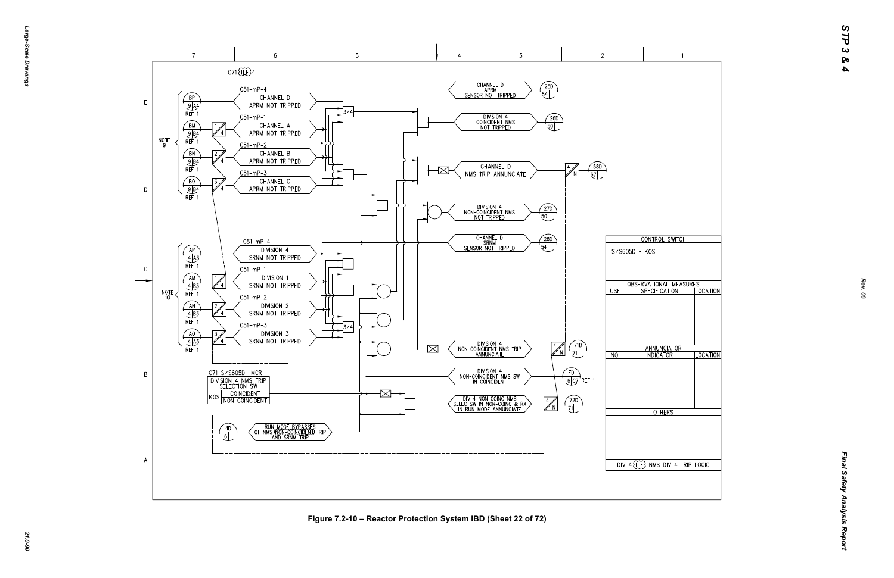| CONTROL SWITCH | | |
| --- | --- | --- |
| S/S605D - KOS | | |
| OBSERVATIONAL MEASURES | | |
| USE | SPECIFICATION | LOCATION |
| | | |
| ANNUNCIATOR | | |
| NO. | INDICATOR | LOCATION |
| | | |
| OTHERS | | |
| | | |
| DIV 4 (TLF) NMS DIV 4 TRIP LOGIC | | |

C71-(TLF)-4

C51-mP-4 CHANNEL D APRM NOT TRIPPED

C51-mP-1 CHANNEL A APRM NOT TRIPPED

C51-mP-2 CHANNEL B APRM NOT TRIPPED

C51-mP-3 CHANNEL C APRM NOT TRIPPED

NOTE 9

C51-mP-4 DIVISION 4 SRNM NOT TRIPPED

C51-mP-1 DIVISION 1 SRNM NOT TRIPPED

C51-mP-2 DIVISION 2 SRNM NOT TRIPPED

C51-mP-3 DIVISION 3 SRNM NOT TRIPPED

NOTE 10

CHANNEL D APRM SENSOR NOT TRIPPED (25D, 54)

DIVISION 4 COINCIDENT NMS NOT TRIPPED (26D, 50)

CHANNEL D NMS TRIP ANNUNCIATE (58D, 67)

DIVISION 4 NON-COINCIDENT NMS NOT TRIPPED (27D, 50)

CHANNEL D SRNM SENSOR NOT TRIPPED (28D, 54)

DIVISION 4 NON-COINCIDENT NMS TRIP ANNUNCIATE (71D, 71)

DIVISION 4 NON-COINCIDENT NMS SW IN COINCIDENT (FD, 6 C7, REF 1)

DIV 4 NON-COINC NMS SELEC SW IN NON-COINC & RX IN RUN MODE ANNUNCIATE (72D, 71)

C71-S/S605D MCR DIVISION 4 NMS TRIP SELECTION SW — KOS: COINCIDENT / NON-COINCIDENT

RUN MODE BYPASSES OF NMS (NON-COINCIDENT) TRIP AND SRNM TRIP (4D, 6)

Figure 7.2-10 – Reactor Protection System IBD (Sheet 22 of 72)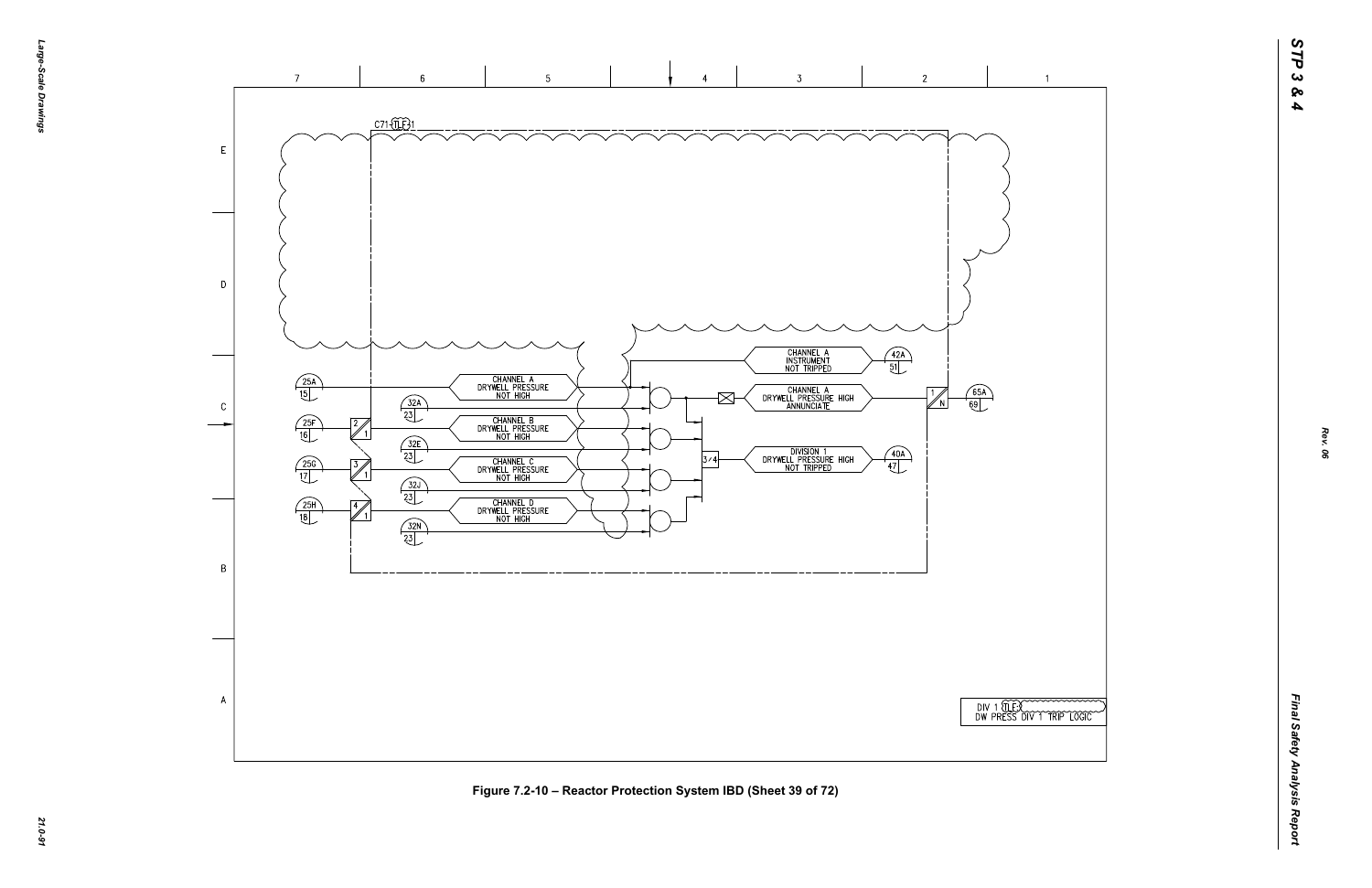C71-TLF-31

| | | |
|---|---|---|
| 25A 15 | CHANNEL A DRYWELL PRESSURE NOT HIGH | 32A 23 |
| 25F 16 | CHANNEL B DRYWELL PRESSURE NOT HIGH | 32E 23 |
| 25G 17 | CHANNEL C DRYWELL PRESSURE NOT HIGH | 32J 23 |
| 25H 18 | CHANNEL D DRYWELL PRESSURE NOT HIGH | 32N 23 |

CHANNEL A INSTRUMENT NOT TRIPPED — 42A 51

CHANNEL A DRYWELL PRESSURE HIGH ANNUNCIATE — 65A 69

3/4

DIVISION 1 DRYWELL PRESSURE HIGH NOT TRIPPED — 40A 47

DIV 1 TLF-31
DW PRESS DIV 1 TRIP LOGIC

Figure 7.2-10 – Reactor Protection System IBD (Sheet 39 of 72)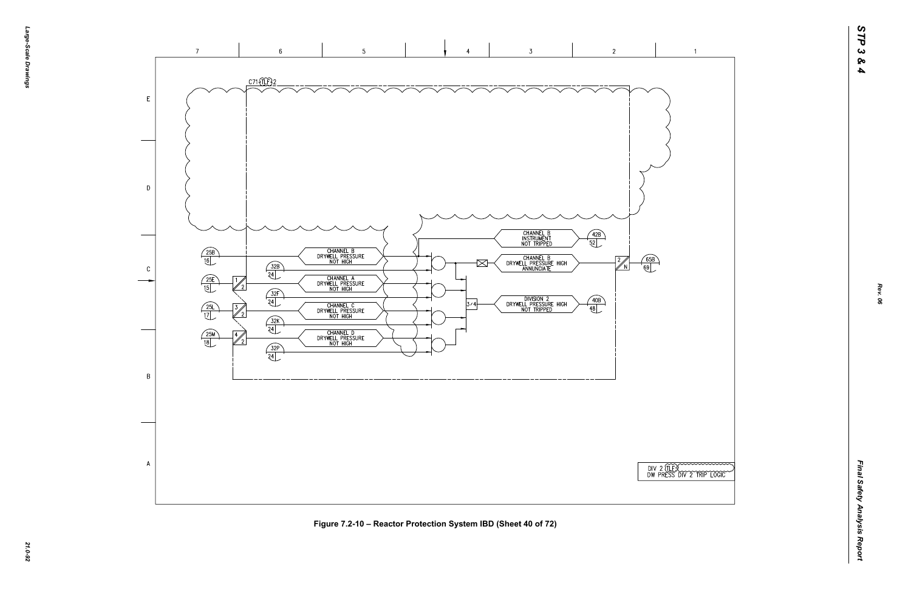C71-TLF-2

25B 16 — CHANNEL B DRYWELL PRESSURE NOT HIGH

32B 24

25E 15 — 1/2 — CHANNEL A DRYWELL PRESSURE NOT HIGH

32F 24

25L 17 — 3/2 — CHANNEL C DRYWELL PRESSURE NOT HIGH

32K 24

25M 18 — 4/2 — CHANNEL D DRYWELL PRESSURE NOT HIGH

32P 24

CHANNEL B INSTRUMENT NOT TRIPPED — 42B 52

CHANNEL B DRYWELL PRESSURE HIGH ANNUNCIATE — 2/N — 65B 69

3/4 — DIVISION 2 DRYWELL PRESSURE HIGH NOT TRIPPED — 40B 48

DIV 2 TLF
DW PRESS DIV 2 TRIP LOGIC

Figure 7.2-10 – Reactor Protection System IBD (Sheet 40 of 72)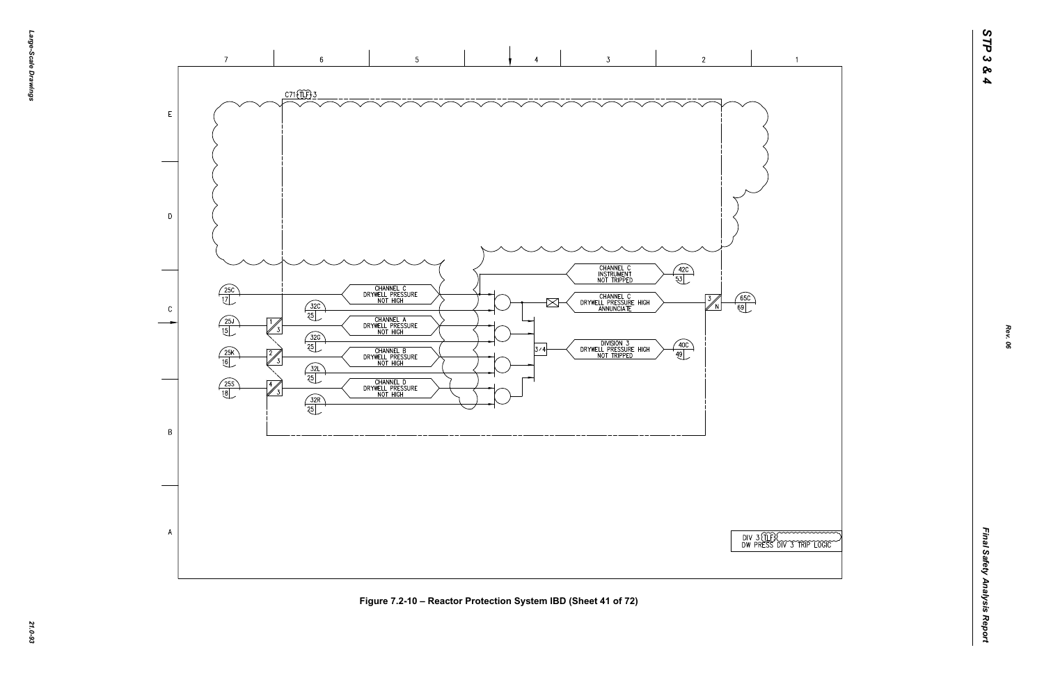C71 TLF 3

CHANNEL C DRYWELL PRESSURE NOT HIGH

CHANNEL A DRYWELL PRESSURE NOT HIGH

CHANNEL B DRYWELL PRESSURE NOT HIGH

CHANNEL D DRYWELL PRESSURE NOT HIGH

CHANNEL C INSTRUMENT NOT TRIPPED

CHANNEL C DRYWELL PRESSURE HIGH ANNUNCIATE

DIVISION 3 DRYWELL PRESSURE HIGH NOT TRIPPED

3/4

25C 17

25J 15

25K 16

25S 18

32C 25

32G 25

32L 25

32R 25

42C 53

40C 49

65C 69

DIV 3 TLF DW PRESS DIV 3 TRIP LOGIC

**Figure 7.2-10 – Reactor Protection System IBD (Sheet 41 of 72)**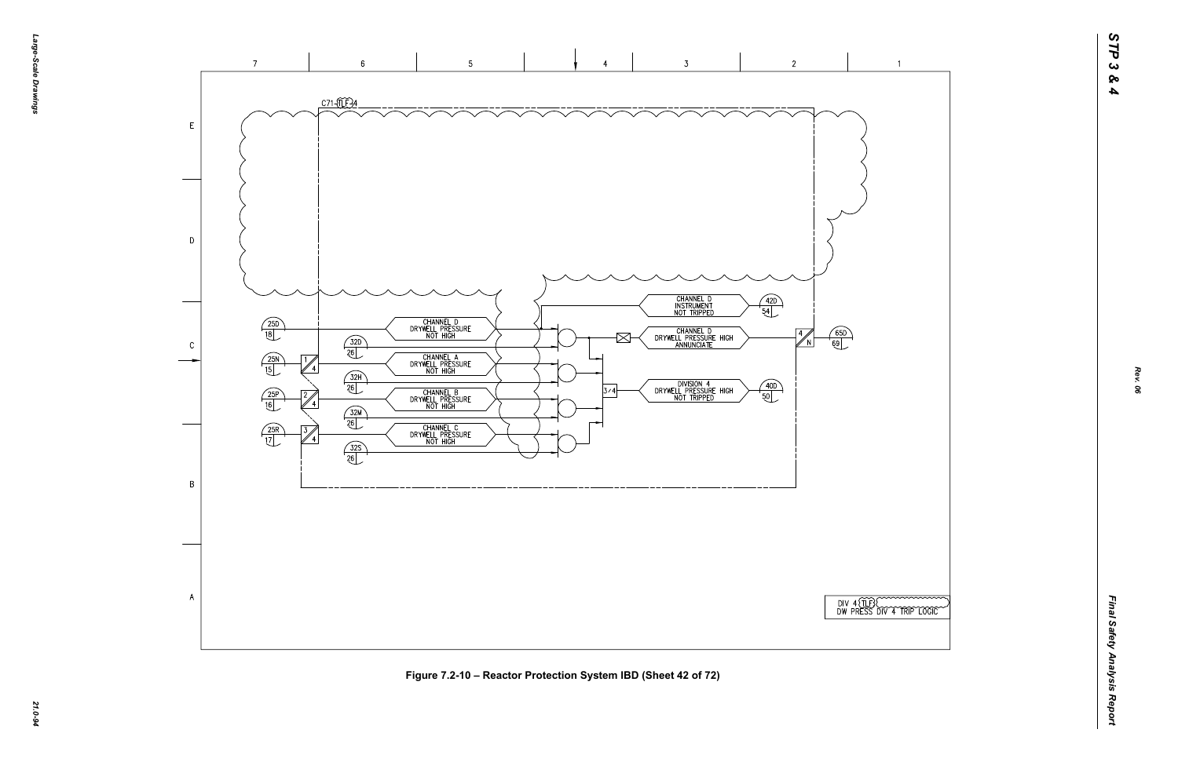C71-TLF-4

| Ref | Signal |
| --- | --- |
| 25D / 18 | CHANNEL D DRYWELL PRESSURE NOT HIGH |
| 32D / 26 | |
| 25N / 15 | CHANNEL A DRYWELL PRESSURE NOT HIGH |
| 32H / 26 | |
| 25P / 16 | CHANNEL B DRYWELL PRESSURE NOT HIGH |
| 32M / 26 | |
| 25R / 17 | CHANNEL C DRYWELL PRESSURE NOT HIGH |
| 32S / 26 | |

CHANNEL D INSTRUMENT NOT TRIPPED — 42D / 54

CHANNEL D DRYWELL PRESSURE HIGH ANNUNCIATE — 4/N — 65D / 69

3/4 — DIVISION 4 DRYWELL PRESSURE HIGH NOT TRIPPED — 40D / 50

DIV 4 (TLF) DW PRESS DIV 4 TRIP LOGIC

Figure 7.2-10 – Reactor Protection System IBD (Sheet 42 of 72)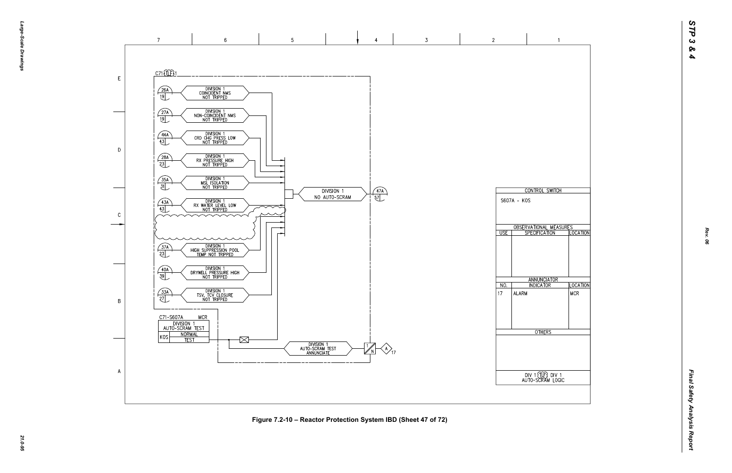C71-(TLF)-1

| Ref | Signal |
|---|---|
| 26A / 19 | DIVISION 1 COINCIDENT NMS NOT TRIPPED |
| 27A / 19 | DIVISION 1 NON-COINCIDENT NMS NOT TRIPPED |
| 44A / 43 | DIVISION 1 CRD CHG PRESS LOW NOT TRIPPED |
| 28A / 23 | DIVISION 1 RX PRESSURE HIGH NOT TRIPPED |
| 35A / 31 | DIVISION 1 MSL ISOLATION NOT TRIPPED |
| 43A / 43 | DIVISION 1 RX WATER LEVEL LOW NOT TRIPPED |
| 37A / 23 | DIVISION 1 HIGH SUPPRESSION POOL TEMP NOT TRIPPED |
| 40A / 39 | DIVISION 1 DRYWELL PRESSURE HIGH NOT TRIPPED |
| 33A / 27 | DIVISION 1 TSV, TCV CLOSURE NOT TRIPPED |

DIVISION 1 NO AUTO-SCRAM → 47A / 57

C71-S607A MCR

DIVISION 1 AUTO-SCRAM TEST

| KOS | |
|---|---|
| | NORMAL |
| | TEST |

DIVISION 1 AUTO-SCRAM TEST ANNUNCIATE → 1/N → A 17

| CONTROL SWITCH | | |
|---|---|---|
| S607A - KOS | | |
| **OBSERVATIONAL MEASURES** | | |
| USE | SPECIFICATION | LOCATION |
| | | |
| **ANNUNCIATOR** | | |
| NO. | INDICATOR | LOCATION |
| 17 | ALARM | MCR |
| **OTHERS** | | |
| | | |
| DIV 1 (TLF) DIV 1 AUTO-SCRAM LOGIC | | |

Figure 7.2-10 – Reactor Protection System IBD (Sheet 47 of 72)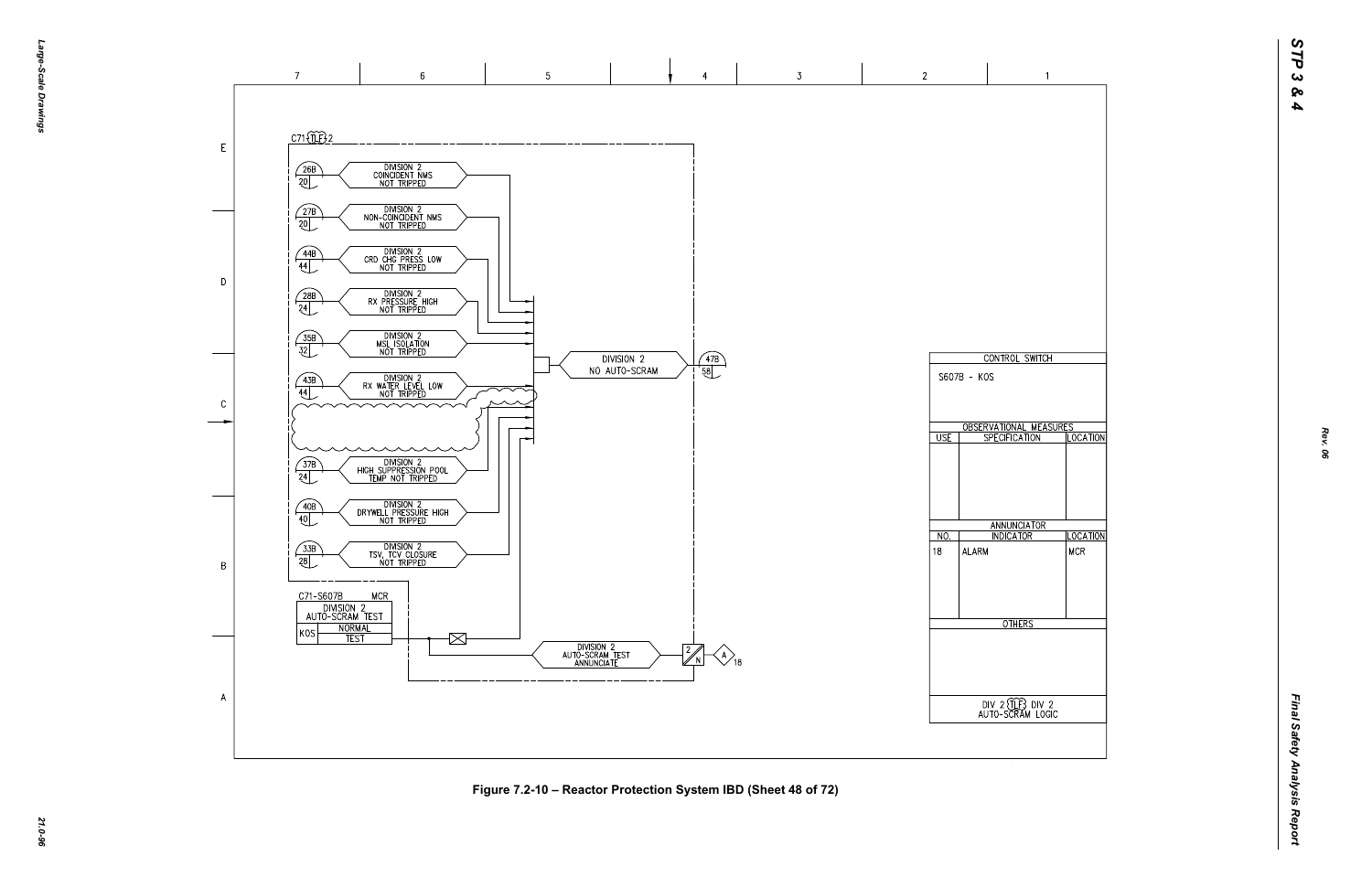C71-TLF-2

| Ref | Signal |
|---|---|
| 26B / 20 | DIVISION 2 COINCIDENT NMS NOT TRIPPED |
| 27B / 20 | DIVISION 2 NON-COINCIDENT NMS NOT TRIPPED |
| 44B / 44 | DIVISION 2 CRD CHG PRESS LOW NOT TRIPPED |
| 28B / 24 | DIVISION 2 RX PRESSURE HIGH NOT TRIPPED |
| 35B / 32 | DIVISION 2 MSL ISOLATION NOT TRIPPED |
| 43B / 44 | DIVISION 2 RX WATER LEVEL LOW NOT TRIPPED |
| 37B / 24 | DIVISION 2 HIGH SUPPRESSION POOL TEMP NOT TRIPPED |
| 40B / 40 | DIVISION 2 DRYWELL PRESSURE HIGH NOT TRIPPED |
| 33B / 28 | DIVISION 2 TSV, TCV CLOSURE NOT TRIPPED |

DIVISION 2 NO AUTO-SCRAM → 47B / 58

C71-S607B MCR

DIVISION 2 AUTO-SCRAM TEST

KOS: NORMAL / TEST

DIVISION 2 AUTO-SCRAM TEST ANNUNCIATE → 2/N → A 18

| CONTROL SWITCH | | |
|---|---|---|
| S607B - KOS | | |
| **OBSERVATIONAL MEASURES** | | |
| USE | SPECIFICATION | LOCATION |
| | | |
| **ANNUNCIATOR** | | |
| NO. | INDICATOR | LOCATION |
| 18 | ALARM | MCR |
| **OTHERS** | | |
| | | |
| DIV 2 TLF DIV 2 AUTO-SCRAM LOGIC | | |

Figure 7.2-10 – Reactor Protection System IBD (Sheet 48 of 72)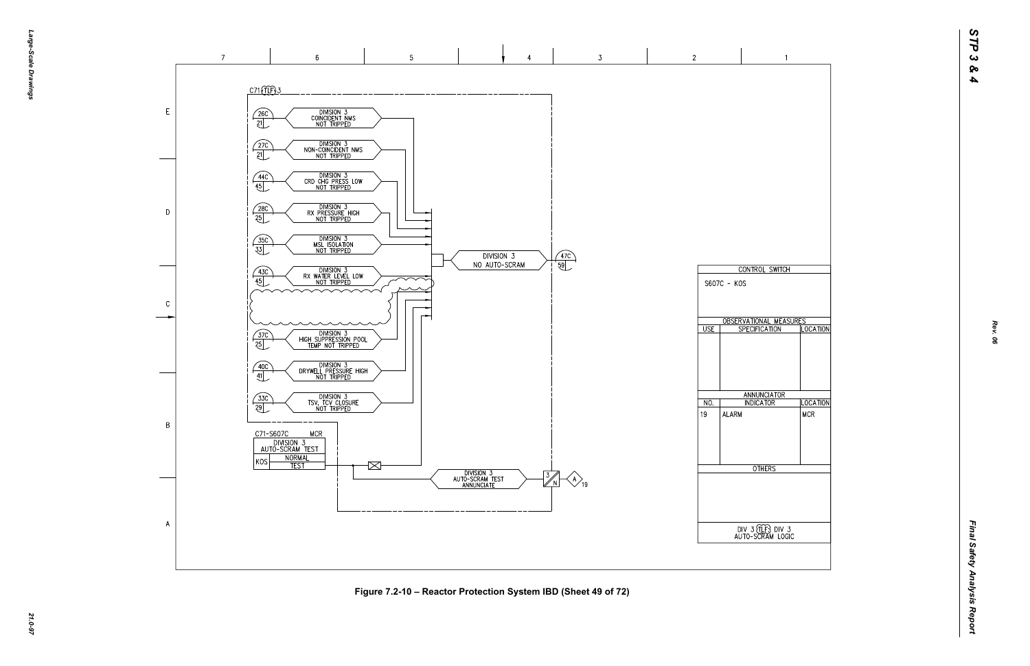C71-TLF-3

| Ref | Signal |
| --- | --- |
| 26C / 21 | DIVISION 3 COINCIDENT NMS NOT TRIPPED |
| 27C / 21 | DIVISION 3 NON-COINCIDENT NMS NOT TRIPPED |
| 44C / 45 | DIVISION 3 CRD CHG PRESS LOW NOT TRIPPED |
| 28C / 25 | DIVISION 3 RX PRESSURE HIGH NOT TRIPPED |
| 35C / 33 | DIVISION 3 MSL ISOLATION NOT TRIPPED |
| 43C / 45 | DIVISION 3 RX WATER LEVEL LOW NOT TRIPPED |
| 37C / 25 | DIVISION 3 HIGH SUPPRESSION POOL TEMP NOT TRIPPED |
| 40C / 41 | DIVISION 3 DRYWELL PRESSURE HIGH NOT TRIPPED |
| 33C / 29 | DIVISION 3 TSV, TCV CLOSURE NOT TRIPPED |

DIVISION 3 NO AUTO-SCRAM (47C / 59)

C71-S607C MCR

DIVISION 3 AUTO-SCRAM TEST

| KOS | NORMAL |
| --- | --- |
| | TEST |

DIVISION 3 AUTO-SCRAM TEST ANNUNCIATE (3/N) → A 19

| CONTROL SWITCH | | |
| --- | --- | --- |
| S607C - KOS | | |
| **OBSERVATIONAL MEASURES** | | |
| USE | SPECIFICATION | LOCATION |
| | | |
| **ANNUNCIATOR** | | |
| NO. | INDICATOR | LOCATION |
| 19 | ALARM | MCR |
| **OTHERS** | | |
| | | |

DIV 3 TLF3 DIV 3 AUTO-SCRAM LOGIC

Figure 7.2-10 – Reactor Protection System IBD (Sheet 49 of 72)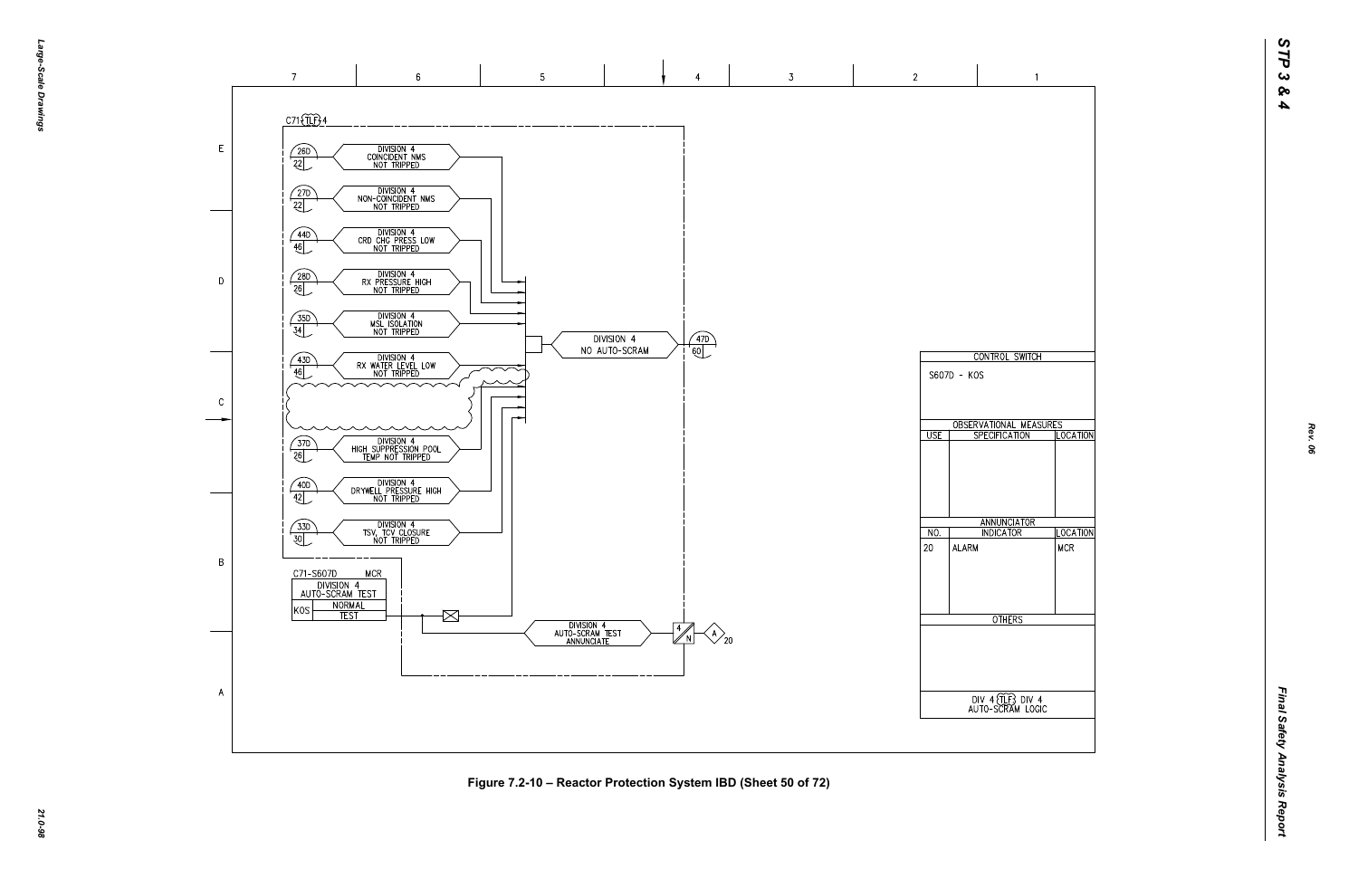C71 (TLF) 4

| 26D / 22 | DIVISION 4 COINCIDENT NMS NOT TRIPPED |
|---|---|
| 27D / 22 | DIVISION 4 NON-COINCIDENT NMS NOT TRIPPED |
| 44D / 46 | DIVISION 4 CRD CHG PRESS LOW NOT TRIPPED |
| 28D / 26 | DIVISION 4 RX PRESSURE HIGH NOT TRIPPED |
| 35D / 34 | DIVISION 4 MSL ISOLATION NOT TRIPPED |
| 43D / 46 | DIVISION 4 RX WATER LEVEL LOW NOT TRIPPED |
| 37D / 26 | DIVISION 4 HIGH SUPPRESSION POOL TEMP NOT TRIPPED |
| 40D / 42 | DIVISION 4 DRYWELL PRESSURE HIGH NOT TRIPPED |
| 33D / 30 | DIVISION 4 TSV, TCV CLOSURE NOT TRIPPED |

DIVISION 4 NO AUTO-SCRAM → 47D / 60

C71-S607D MCR
DIVISION 4 AUTO-SCRAM TEST

| KOS | NORMAL |
|---|---|
| | TEST |

DIVISION 4 AUTO-SCRAM TEST ANNUNCIATE → 4/N → A 20

| CONTROL SWITCH | | |
|---|---|---|
| S607D - KOS | | |
| **OBSERVATIONAL MEASURES** | | |
| USE | SPECIFICATION | LOCATION |
| | | |
| **ANNUNCIATOR** | | |
| NO. | INDICATOR | LOCATION |
| 20 | ALARM | MCR |
| **OTHERS** | | |
| | | |
| DIV 4 (TLF) DIV 4 AUTO-SCRAM LOGIC | | |

Figure 7.2-10 – Reactor Protection System IBD (Sheet 50 of 72)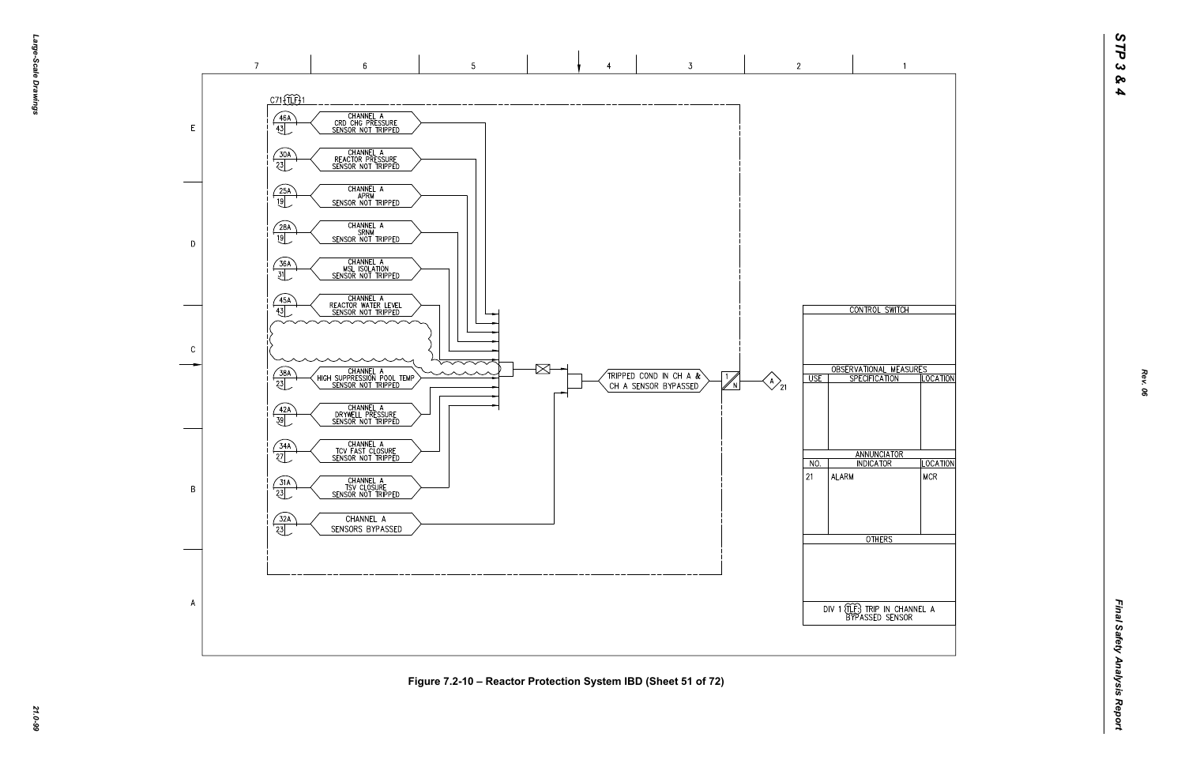C71 TLF 1

| | |
|---|---|
| 46A / 43 | CHANNEL A CRD CHG PRESSURE SENSOR NOT TRIPPED |
| 30A / 23 | CHANNEL A REACTOR PRESSURE SENSOR NOT TRIPPED |
| 25A / 19 | CHANNEL A APRM SENSOR NOT TRIPPED |
| 28A / 19 | CHANNEL A SRNM SENSOR NOT TRIPPED |
| 36A / 31 | CHANNEL A MSL ISOLATION SENSOR NOT TRIPPED |
| 45A / 43 | CHANNEL A REACTOR WATER LEVEL SENSOR NOT TRIPPED |
| 38A / 23 | CHANNEL A HIGH SUPPRESSION POOL TEMP SENSOR NOT TRIPPED |
| 42A / 39 | CHANNEL A DRYWELL PRESSURE SENSOR NOT TRIPPED |
| 34A / 27 | CHANNEL A TCV FAST CLOSURE SENSOR NOT TRIPPED |
| 31A / 23 | CHANNEL A TSV CLOSURE SENSOR NOT TRIPPED |
| 32A / 23 | CHANNEL A SENSORS BYPASSED |

TRIPPED COND IN CH A & CH A SENSOR BYPASSED → 1/N → A 21

| CONTROL SWITCH | | |
|---|---|---|
| | | |
| **OBSERVATIONAL MEASURES** | | |
| USE | SPECIFICATION | LOCATION |
| | | |
| **ANNUNCIATOR** | | |
| NO. | INDICATOR | LOCATION |
| 21 | ALARM | MCR |
| **OTHERS** | | |
| | | |

DIV 1 TLF TRIP IN CHANNEL A BYPASSED SENSOR

Figure 7.2-10 – Reactor Protection System IBD (Sheet 51 of 72)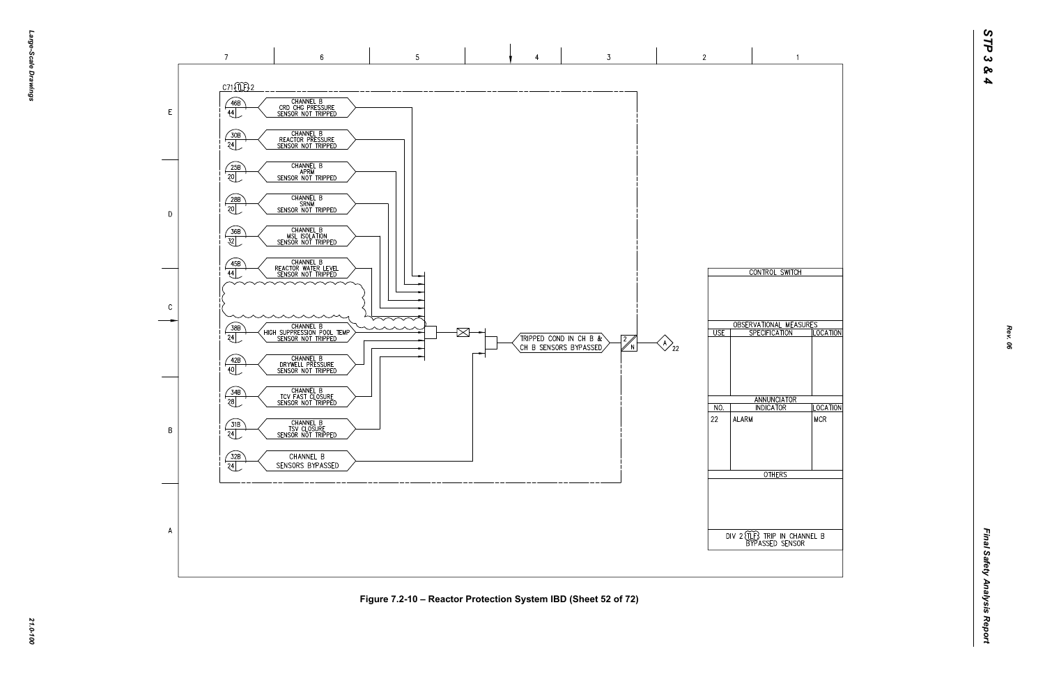C71 TLF 2

| Ref | Signal |
|---|---|
| 46B / 44 | CHANNEL B CRD CHG PRESSURE SENSOR NOT TRIPPED |
| 30B / 24 | CHANNEL B REACTOR PRESSURE SENSOR NOT TRIPPED |
| 25B / 20 | CHANNEL B APRM SENSOR NOT TRIPPED |
| 28B / 20 | CHANNEL B SRNM SENSOR NOT TRIPPED |
| 36B / 32 | CHANNEL B MSL ISOLATION SENSOR NOT TRIPPED |
| 45B / 44 | CHANNEL B REACTOR WATER LEVEL SENSOR NOT TRIPPED |
| 38B / 24 | CHANNEL B HIGH SUPPRESSION POOL TEMP SENSOR NOT TRIPPED |
| 42B / 40 | CHANNEL B DRYWELL PRESSURE SENSOR NOT TRIPPED |
| 34B / 28 | CHANNEL B TCV FAST CLOSURE SENSOR NOT TRIPPED |
| 31B / 24 | CHANNEL B TSV CLOSURE SENSOR NOT TRIPPED |
| 32B / 24 | CHANNEL B SENSORS BYPASSED |

TRIPPED COND IN CH B & CH B SENSORS BYPASSED → 2/N → A 22

| CONTROL SWITCH | | |
|---|---|---|
| | | |

| OBSERVATIONAL MEASURES | | |
|---|---|---|
| USE | SPECIFICATION | LOCATION |
| | | |

| ANNUNCIATOR | | |
|---|---|---|
| NO. | INDICATOR | LOCATION |
| 22 | ALARM | MCR |

| OTHERS |
|---|
| |

DIV 2 TLF TRIP IN CHANNEL B BYPASSED SENSOR

Figure 7.2-10 – Reactor Protection System IBD (Sheet 52 of 72)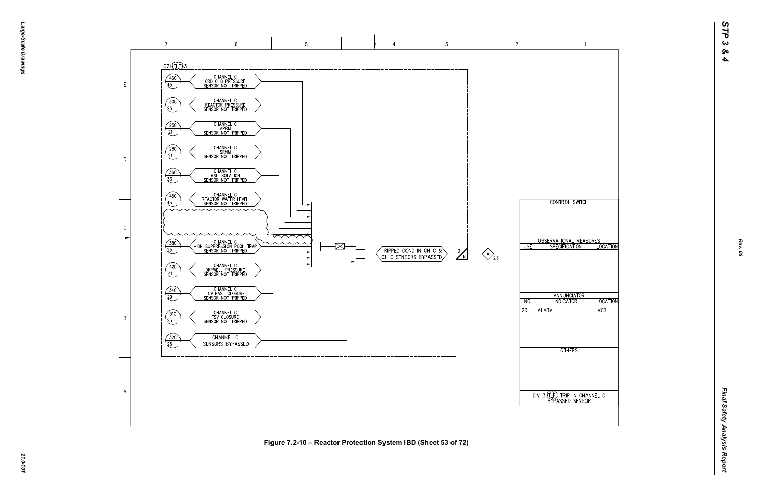C71 (TLF) 3

| Ref | Signal |
|---|---|
| 46C / 45 | CHANNEL C CRD CHG PRESSURE SENSOR NOT TRIPPED |
| 30C / 25 | CHANNEL C REACTOR PRESSURE SENSOR NOT TRIPPED |
| 25C / 21 | CHANNEL C APRM SENSOR NOT TRIPPED |
| 28C / 21 | CHANNEL C SRNM SENSOR NOT TRIPPED |
| 36C / 33 | CHANNEL C MSL ISOLATION SENSOR NOT TRIPPED |
| 45C / 45 | CHANNEL C REACTOR WATER LEVEL SENSOR NOT TRIPPED |
| 38C / 25 | CHANNEL C HIGH SUPPRESSION POOL TEMP SENSOR NOT TRIPPED |
| 42C / 41 | CHANNEL C DRYWELL PRESSURE SENSOR NOT TRIPPED |
| 34C / 29 | CHANNEL C TCV FAST CLOSURE SENSOR NOT TRIPPED |
| 31C / 25 | CHANNEL C TSV CLOSURE SENSOR NOT TRIPPED |
| 32C / 25 | CHANNEL C SENSORS BYPASSED |

TRIPPED COND IN CH C & CH C SENSORS BYPASSED → 3/N → A 23

| CONTROL SWITCH | | |
|---|---|---|
| | | |

| OBSERVATIONAL MEASURES | | |
|---|---|---|
| USE | SPECIFICATION | LOCATION |
| | | |

| ANNUNCIATOR | | |
|---|---|---|
| NO. | INDICATOR | LOCATION |
| 23 | ALARM | MCR |

| OTHERS |
|---|
| |

DIV 3 (TLF) TRIP IN CHANNEL C BYPASSED SENSOR

Figure 7.2-10 – Reactor Protection System IBD (Sheet 53 of 72)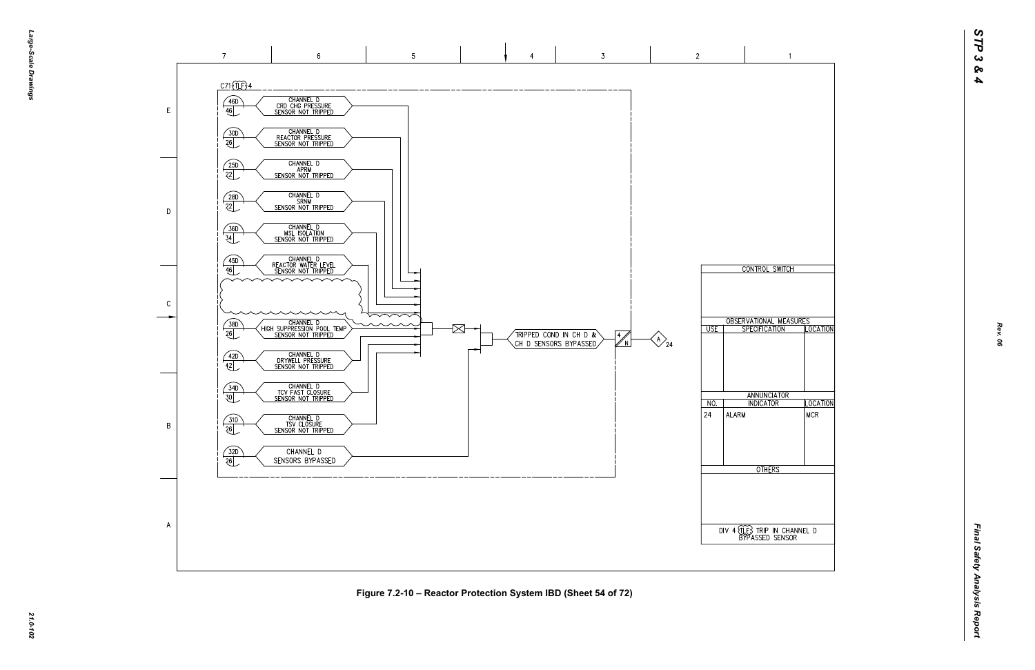C71 TLF 4

| | |
|---|---|
| 46D / 46 | CHANNEL D CRD CHG PRESSURE SENSOR NOT TRIPPED |
| 30D / 26 | CHANNEL D REACTOR PRESSURE SENSOR NOT TRIPPED |
| 25D / 22 | CHANNEL D APRM SENSOR NOT TRIPPED |
| 28D / 22 | CHANNEL D SRNM SENSOR NOT TRIPPED |
| 36D / 34 | CHANNEL D MSL ISOLATION SENSOR NOT TRIPPED |
| 45D / 46 | CHANNEL D REACTOR WATER LEVEL SENSOR NOT TRIPPED |
| 38D / 26 | CHANNEL D HIGH SUPPRESSION POOL TEMP SENSOR NOT TRIPPED |
| 42D / 42 | CHANNEL D DRYWELL PRESSURE SENSOR NOT TRIPPED |
| 34D / 30 | CHANNEL D TCV FAST CLOSURE SENSOR NOT TRIPPED |
| 31D / 26 | CHANNEL D TSV CLOSURE SENSOR NOT TRIPPED |
| 32D / 26 | CHANNEL D SENSORS BYPASSED |

TRIPPED COND IN CH D & CH D SENSORS BYPASSED → 4/N → A 24

| CONTROL SWITCH | | |
|---|---|---|
| | | |
| **OBSERVATIONAL MEASURES** | | |
| USE | SPECIFICATION | LOCATION |
| | | |
| **ANNUNCIATOR** | | |
| NO. | INDICATOR | LOCATION |
| 24 | ALARM | MCR |
| **OTHERS** | | |
| | | |

DIV 4 TLF TRIP IN CHANNEL D BYPASSED SENSOR

Figure 7.2-10 – Reactor Protection System IBD (Sheet 54 of 72)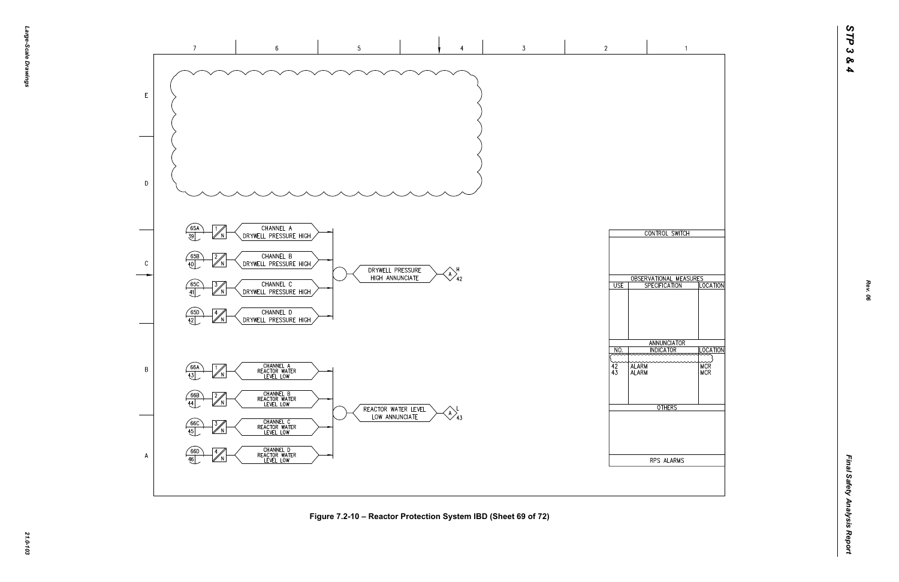CHANNEL A DRYWELL PRESSURE HIGH

CHANNEL B DRYWELL PRESSURE HIGH

CHANNEL C DRYWELL PRESSURE HIGH

CHANNEL D DRYWELL PRESSURE HIGH

DRYWELL PRESSURE HIGH ANNUNCIATE

CHANNEL A REACTOR WATER LEVEL LOW

CHANNEL B REACTOR WATER LEVEL LOW

CHANNEL C REACTOR WATER LEVEL LOW

CHANNEL D REACTOR WATER LEVEL LOW

REACTOR WATER LEVEL LOW ANNUNCIATE

| CONTROL SWITCH | | |
|---|---|---|
| | | |
| **OBSERVATIONAL MEASURES** | | |
| USE | SPECIFICATION | LOCATION |
| | | |
| **ANNUNCIATOR** | | |
| NO. | INDICATOR | LOCATION |
| 42 | ALARM | MCR |
| 43 | ALARM | MCR |
| **OTHERS** | | |
| | | |
| **RPS ALARMS** | | |

Figure 7.2-10 – Reactor Protection System IBD (Sheet 69 of 72)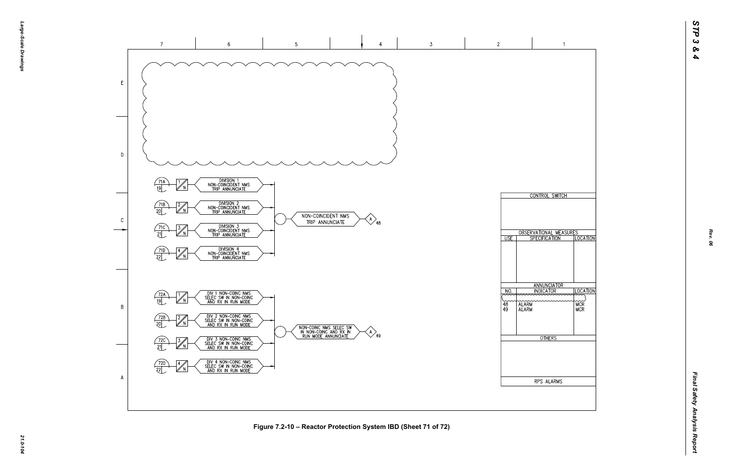7 6 5 4 3 2 1

E

D

C

B

A

71A 19 — 1/N — DIVISION 1 NON-COINCIDENT NMS TRIP ANNUNCIATE

71B 20 — 2/N — DIVISION 2 NON-COINCIDENT NMS TRIP ANNUNCIATE

71C 21 — 3/N — DIVISION 3 NON-COINCIDENT NMS TRIP ANNUNCIATE

71D 22 — 4/N — DIVISION 4 NON-COINCIDENT NMS TRIP ANNUNCIATE

NON-COINCIDENT NMS TRIP ANNUNCIATE — A 48

72A 19 — 1/N — DIV 1 NON-COINC NMS SELEC SW IN NON-COINC AND RX IN RUN MODE

72B 20 — 2/N — DIV 2 NON-COINC NMS SELEC SW IN NON-COINC AND RX IN RUN MODE

72C 21 — 3/N — DIV 3 NON-COINC NMS SELEC SW IN NON-COINC AND RX IN RUN MODE

72D 22 — 4/N — DIV 4 NON-COINC NMS SELEC SW IN NON-COINC AND RX IN RUN MODE

NON-COINC NMS SELEC SW IN NON-COINC AND RX IN RUN MODE ANNUNCIATE — A 49

CONTROL SWITCH

OBSERVATIONAL MEASURES

| USE | SPECIFICATION | LOCATION |
|---|---|---|
| | | |

ANNUNCIATOR

| NO. | INDICATOR | LOCATION |
|---|---|---|
| 48 | ALARM | MCR |
| 49 | ALARM | MCR |

OTHERS

RPS ALARMS

Figure 7.2-10 – Reactor Protection System IBD (Sheet 71 of 72)